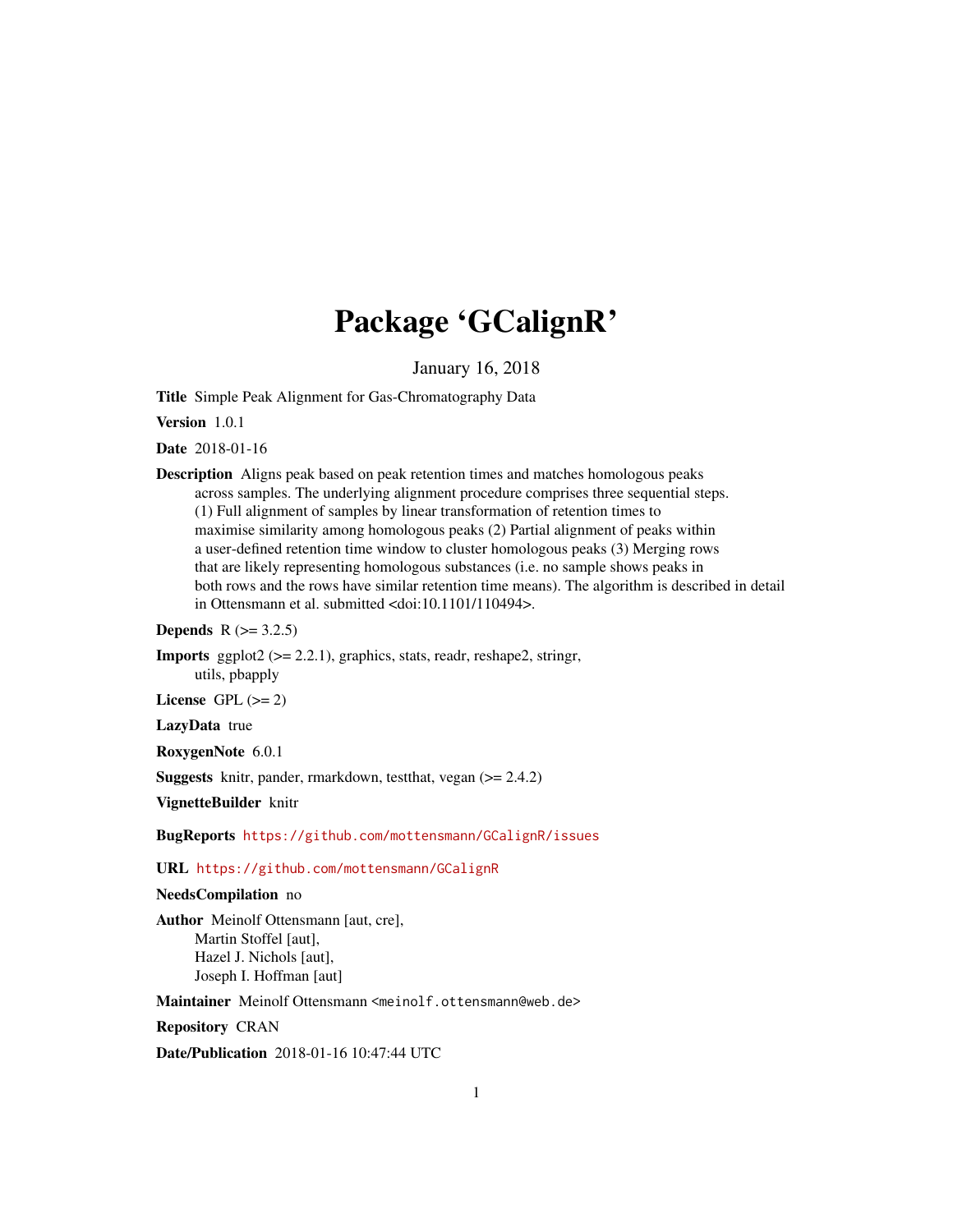# Package 'GCalignR'

January 16, 2018

**Title** Simple Peak Alignment for Gas-Chromatography Data

**Version** 1.0.1

**Date** 2018-01-16

**Description** Aligns peak based on peak retention times and matches homologous peaks across samples. The underlying alignment procedure comprises three sequential steps. (1) Full alignment of samples by linear transformation of retention times to maximise similarity among homologous peaks (2) Partial alignment of peaks within a user-defined retention time window to cluster homologous peaks (3) Merging rows that are likely representing homologous substances (i.e. no sample shows peaks in both rows and the rows have similar retention time means). The algorithm is described in detail in Ottensmann et al. submitted <doi:10.1101/110494>.

**Depends** R (>= 3.2.5)

**Imports** ggplot2 (>= 2.2.1), graphics, stats, readr, reshape2, stringr, utils, pbapply

**License** GPL (>= 2)

**LazyData** true

**RoxygenNote** 6.0.1

**Suggests** knitr, pander, rmarkdown, testthat, vegan (>= 2.4.2)

**VignetteBuilder** knitr

**BugReports** https://github.com/mottensmann/GCalignR/issues

**URL** https://github.com/mottensmann/GCalignR

**NeedsCompilation** no

**Author** Meinolf Ottensmann [aut, cre],
Martin Stoffel [aut],
Hazel J. Nichols [aut],
Joseph I. Hoffman [aut]

**Maintainer** Meinolf Ottensmann <meinolf.ottensmann@web.de>

**Repository** CRAN

**Date/Publication** 2018-01-16 10:47:44 UTC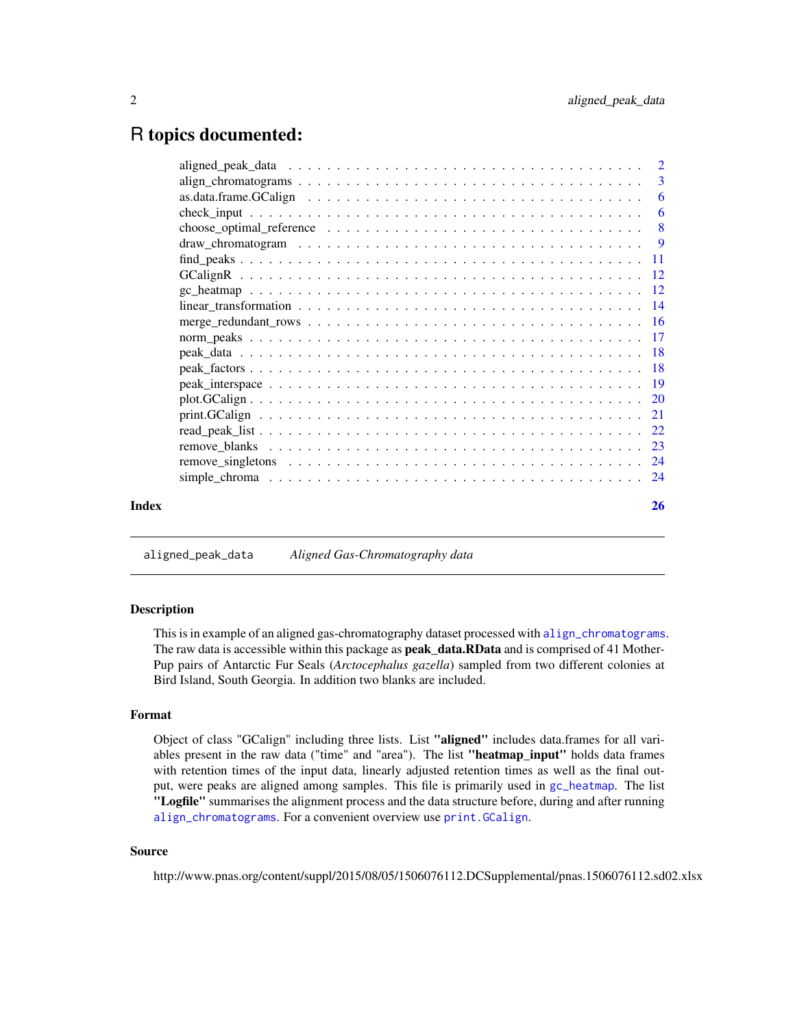# R topics documented:

| | |
|---|---|
| aligned_peak_data | 2 |
| align_chromatograms | 3 |
| as.data.frame.GCalign | 6 |
| check_input | 6 |
| choose_optimal_reference | 8 |
| draw_chromatogram | 9 |
| find_peaks | 11 |
| GCalignR | 12 |
| gc_heatmap | 12 |
| linear_transformation | 14 |
| merge_redundant_rows | 16 |
| norm_peaks | 17 |
| peak_data | 18 |
| peak_factors | 18 |
| peak_interspace | 19 |
| plot.GCalign | 20 |
| print.GCalign | 21 |
| read_peak_list | 22 |
| remove_blanks | 23 |
| remove_singletons | 24 |
| simple_chroma | 24 |
| **Index** | **26** |

---

## aligned_peak_data — *Aligned Gas-Chromatography data*

### Description

This is in example of an aligned gas-chromatography dataset processed with align_chromatograms. The raw data is accessible within this package as **peak_data.RData** and is comprised of 41 Mother-Pup pairs of Antarctic Fur Seals (*Arctocephalus gazella*) sampled from two different colonies at Bird Island, South Georgia. In addition two blanks are included.

### Format

Object of class "GCalign" including three lists. List **"aligned"** includes data.frames for all variables present in the raw data ("time" and "area"). The list **"heatmap_input"** holds data frames with retention times of the input data, linearly adjusted retention times as well as the final output, were peaks are aligned among samples. This file is primarily used in gc_heatmap. The list **"Logfile"** summarises the alignment process and the data structure before, during and after running align_chromatograms. For a convenient overview use print.GCalign.

### Source

http://www.pnas.org/content/suppl/2015/08/05/1506076112.DCSupplemental/pnas.1506076112.sd02.xlsx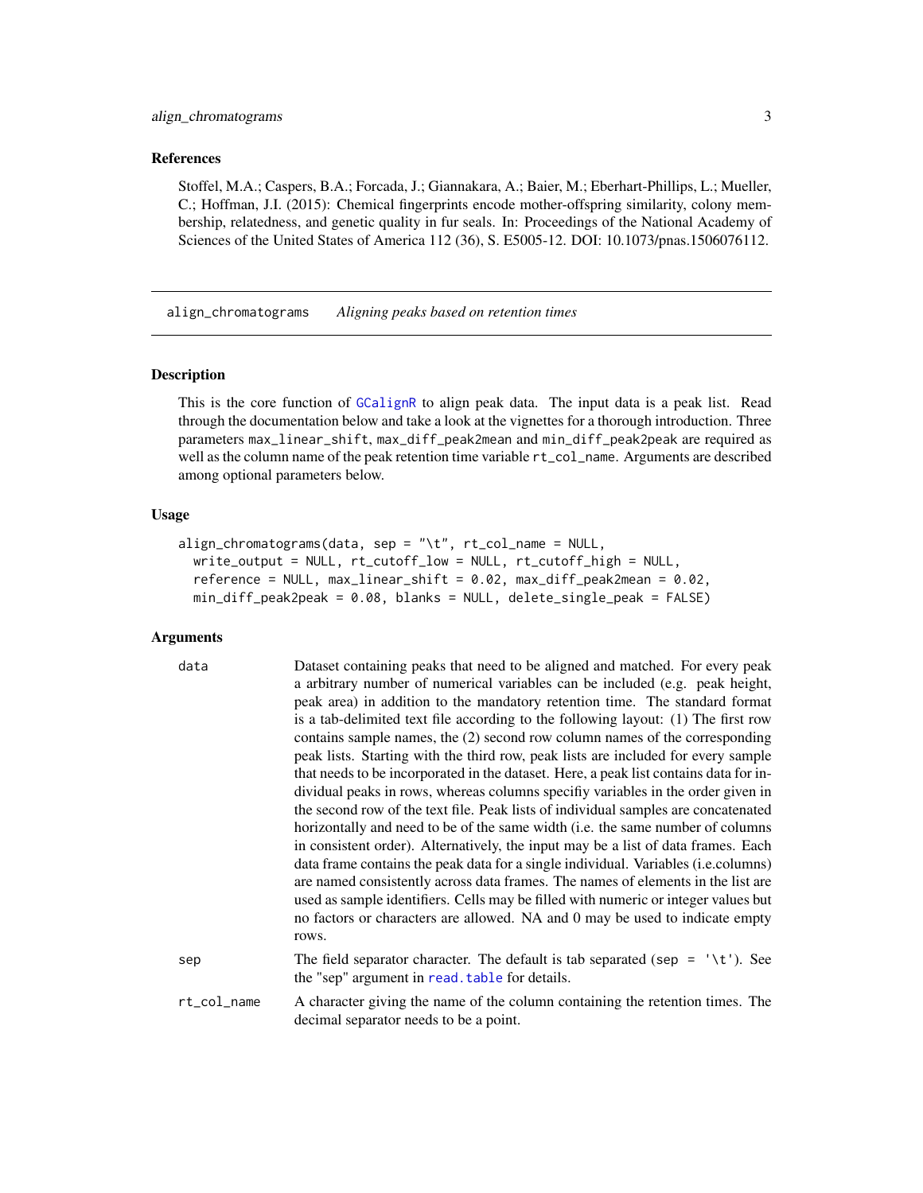### References

Stoffel, M.A.; Caspers, B.A.; Forcada, J.; Giannakara, A.; Baier, M.; Eberhart-Phillips, L.; Mueller, C.; Hoffman, J.I. (2015): Chemical fingerprints encode mother-offspring similarity, colony membership, relatedness, and genetic quality in fur seals. In: Proceedings of the National Academy of Sciences of the United States of America 112 (36), S. E5005-12. DOI: 10.1073/pnas.1506076112.

---

## align_chromatograms *Aligning peaks based on retention times*

---

### Description

This is the core function of GCalignR to align peak data. The input data is a peak list. Read through the documentation below and take a look at the vignettes for a thorough introduction. Three parameters max_linear_shift, max_diff_peak2mean and min_diff_peak2peak are required as well as the column name of the peak retention time variable rt_col_name. Arguments are described among optional parameters below.

### Usage

```
align_chromatograms(data, sep = "\t", rt_col_name = NULL,
  write_output = NULL, rt_cutoff_low = NULL, rt_cutoff_high = NULL,
  reference = NULL, max_linear_shift = 0.02, max_diff_peak2mean = 0.02,
  min_diff_peak2peak = 0.08, blanks = NULL, delete_single_peak = FALSE)
```

### Arguments

| | |
|---|---|
| data | Dataset containing peaks that need to be aligned and matched. For every peak a arbitrary number of numerical variables can be included (e.g. peak height, peak area) in addition to the mandatory retention time. The standard format is a tab-delimited text file according to the following layout: (1) The first row contains sample names, the (2) second row column names of the corresponding peak lists. Starting with the third row, peak lists are included for every sample that needs to be incorporated in the dataset. Here, a peak list contains data for individual peaks in rows, whereas columns specifiy variables in the order given in the second row of the text file. Peak lists of individual samples are concatenated horizontally and need to be of the same width (i.e. the same number of columns in consistent order). Alternatively, the input may be a list of data frames. Each data frame contains the peak data for a single individual. Variables (i.e.columns) are named consistently across data frames. The names of elements in the list are used as sample identifiers. Cells may be filled with numeric or integer values but no factors or characters are allowed. NA and 0 may be used to indicate empty rows. |
| sep | The field separator character. The default is tab separated (sep = '\t'). See the "sep" argument in read.table for details. |
| rt_col_name | A character giving the name of the column containing the retention times. The decimal separator needs to be a point. |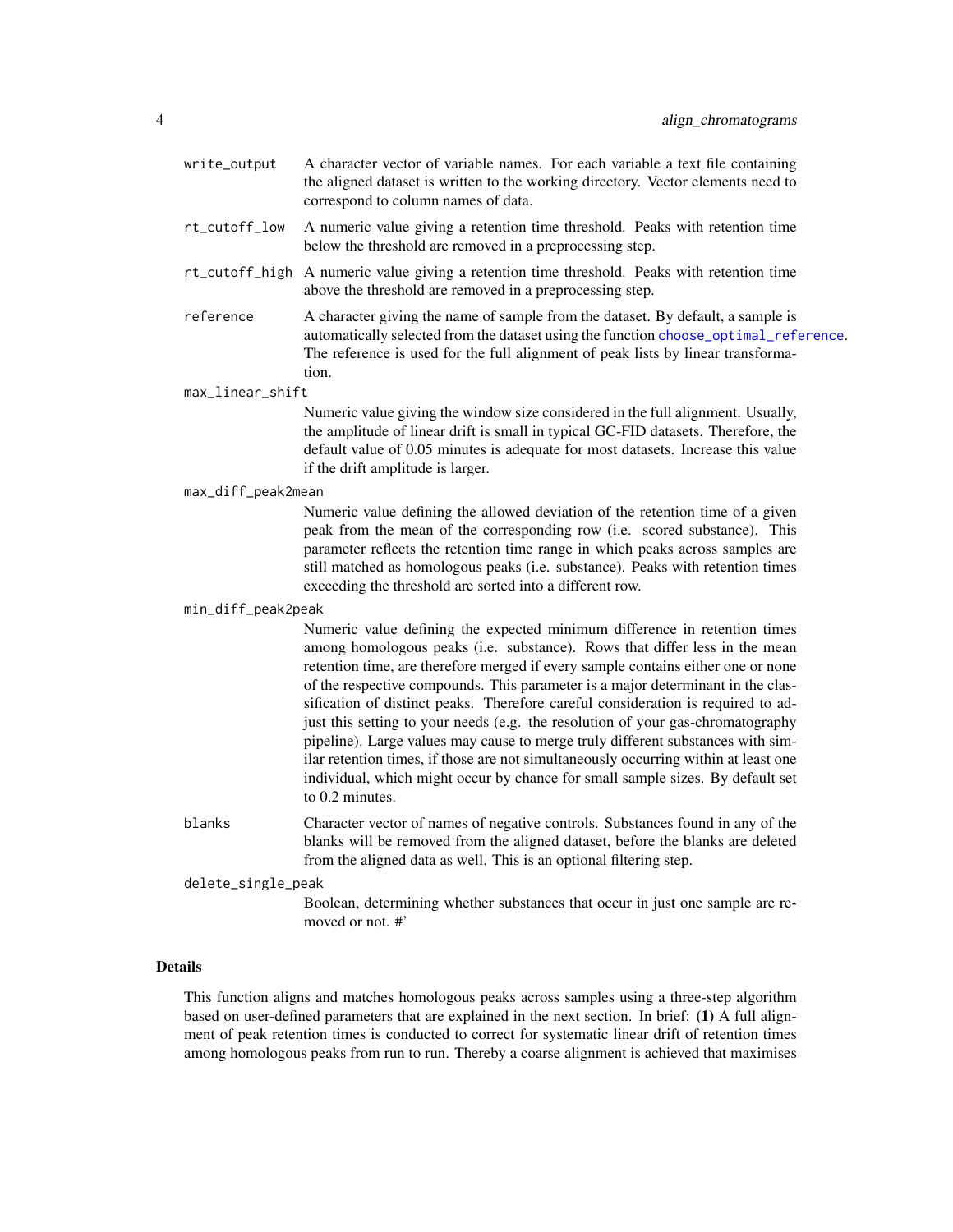`write_output`
: A character vector of variable names. For each variable a text file containing the aligned dataset is written to the working directory. Vector elements need to correspond to column names of data.

`rt_cutoff_low`
: A numeric value giving a retention time threshold. Peaks with retention time below the threshold are removed in a preprocessing step.

`rt_cutoff_high`
: A numeric value giving a retention time threshold. Peaks with retention time above the threshold are removed in a preprocessing step.

`reference`
: A character giving the name of sample from the dataset. By default, a sample is automatically selected from the dataset using the function `choose_optimal_reference`. The reference is used for the full alignment of peak lists by linear transformation.

`max_linear_shift`
: Numeric value giving the window size considered in the full alignment. Usually, the amplitude of linear drift is small in typical GC-FID datasets. Therefore, the default value of 0.05 minutes is adequate for most datasets. Increase this value if the drift amplitude is larger.

`max_diff_peak2mean`
: Numeric value defining the allowed deviation of the retention time of a given peak from the mean of the corresponding row (i.e. scored substance). This parameter reflects the retention time range in which peaks across samples are still matched as homologous peaks (i.e. substance). Peaks with retention times exceeding the threshold are sorted into a different row.

`min_diff_peak2peak`
: Numeric value defining the expected minimum difference in retention times among homologous peaks (i.e. substance). Rows that differ less in the mean retention time, are therefore merged if every sample contains either one or none of the respective compounds. This parameter is a major determinant in the classification of distinct peaks. Therefore careful consideration is required to adjust this setting to your needs (e.g. the resolution of your gas-chromatography pipeline). Large values may cause to merge truly different substances with similar retention times, if those are not simultaneously occurring within at least one individual, which might occur by chance for small sample sizes. By default set to 0.2 minutes.

`blanks`
: Character vector of names of negative controls. Substances found in any of the blanks will be removed from the aligned dataset, before the blanks are deleted from the aligned data as well. This is an optional filtering step.

`delete_single_peak`
: Boolean, determining whether substances that occur in just one sample are removed or not. #'

## Details

This function aligns and matches homologous peaks across samples using a three-step algorithm based on user-defined parameters that are explained in the next section. In brief: **(1)** A full alignment of peak retention times is conducted to correct for systematic linear drift of retention times among homologous peaks from run to run. Thereby a coarse alignment is achieved that maximises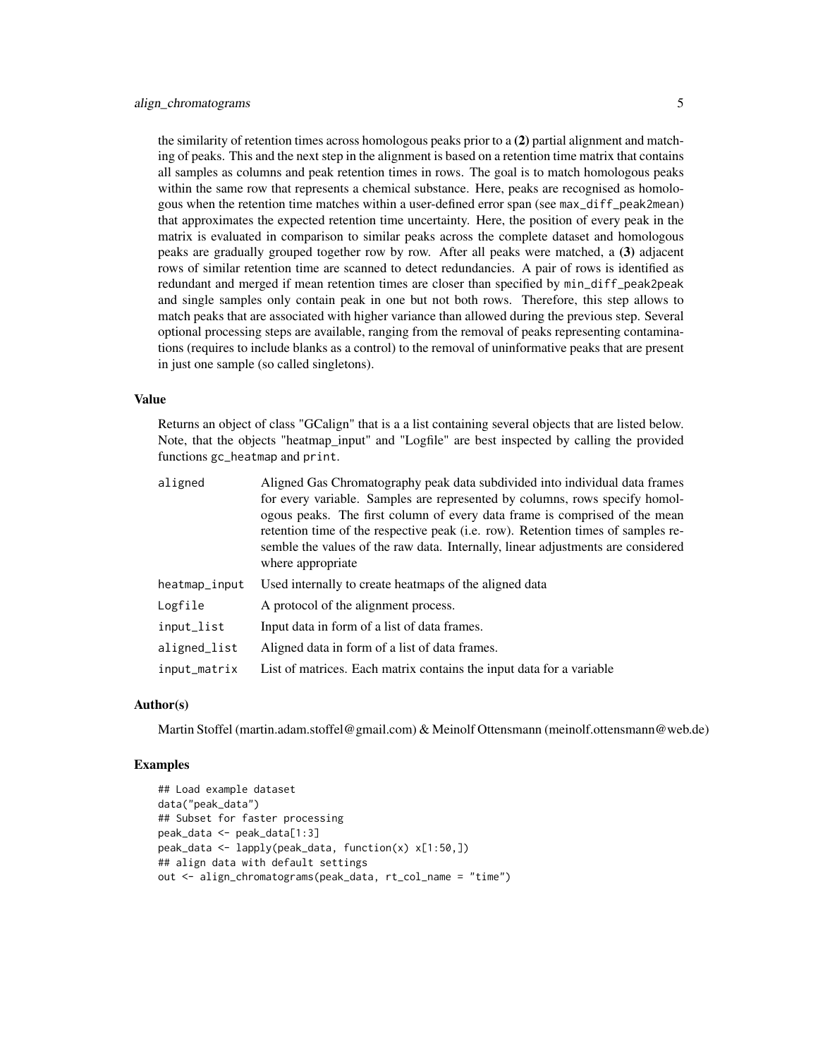the similarity of retention times across homologous peaks prior to a **(2)** partial alignment and matching of peaks. This and the next step in the alignment is based on a retention time matrix that contains all samples as columns and peak retention times in rows. The goal is to match homologous peaks within the same row that represents a chemical substance. Here, peaks are recognised as homologous when the retention time matches within a user-defined error span (see `max_diff_peak2mean`) that approximates the expected retention time uncertainty. Here, the position of every peak in the matrix is evaluated in comparison to similar peaks across the complete dataset and homologous peaks are gradually grouped together row by row. After all peaks were matched, a **(3)** adjacent rows of similar retention time are scanned to detect redundancies. A pair of rows is identified as redundant and merged if mean retention times are closer than specified by `min_diff_peak2peak` and single samples only contain peak in one but not both rows. Therefore, this step allows to match peaks that are associated with higher variance than allowed during the previous step. Several optional processing steps are available, ranging from the removal of peaks representing contaminations (requires to include blanks as a control) to the removal of uninformative peaks that are present in just one sample (so called singletons).

## Value

Returns an object of class "GCalign" that is a a list containing several objects that are listed below. Note, that the objects "heatmap_input" and "Logfile" are best inspected by calling the provided functions `gc_heatmap` and `print`.

| | |
|---|---|
| `aligned` | Aligned Gas Chromatography peak data subdivided into individual data frames for every variable. Samples are represented by columns, rows specify homologous peaks. The first column of every data frame is comprised of the mean retention time of the respective peak (i.e. row). Retention times of samples resemble the values of the raw data. Internally, linear adjustments are considered where appropriate |
| `heatmap_input` | Used internally to create heatmaps of the aligned data |
| `Logfile` | A protocol of the alignment process. |
| `input_list` | Input data in form of a list of data frames. |
| `aligned_list` | Aligned data in form of a list of data frames. |
| `input_matrix` | List of matrices. Each matrix contains the input data for a variable |

## Author(s)

Martin Stoffel (martin.adam.stoffel@gmail.com) & Meinolf Ottensmann (meinolf.ottensmann@web.de)

## Examples

```
## Load example dataset
data("peak_data")
## Subset for faster processing
peak_data <- peak_data[1:3]
peak_data <- lapply(peak_data, function(x) x[1:50,])
## align data with default settings
out <- align_chromatograms(peak_data, rt_col_name = "time")
```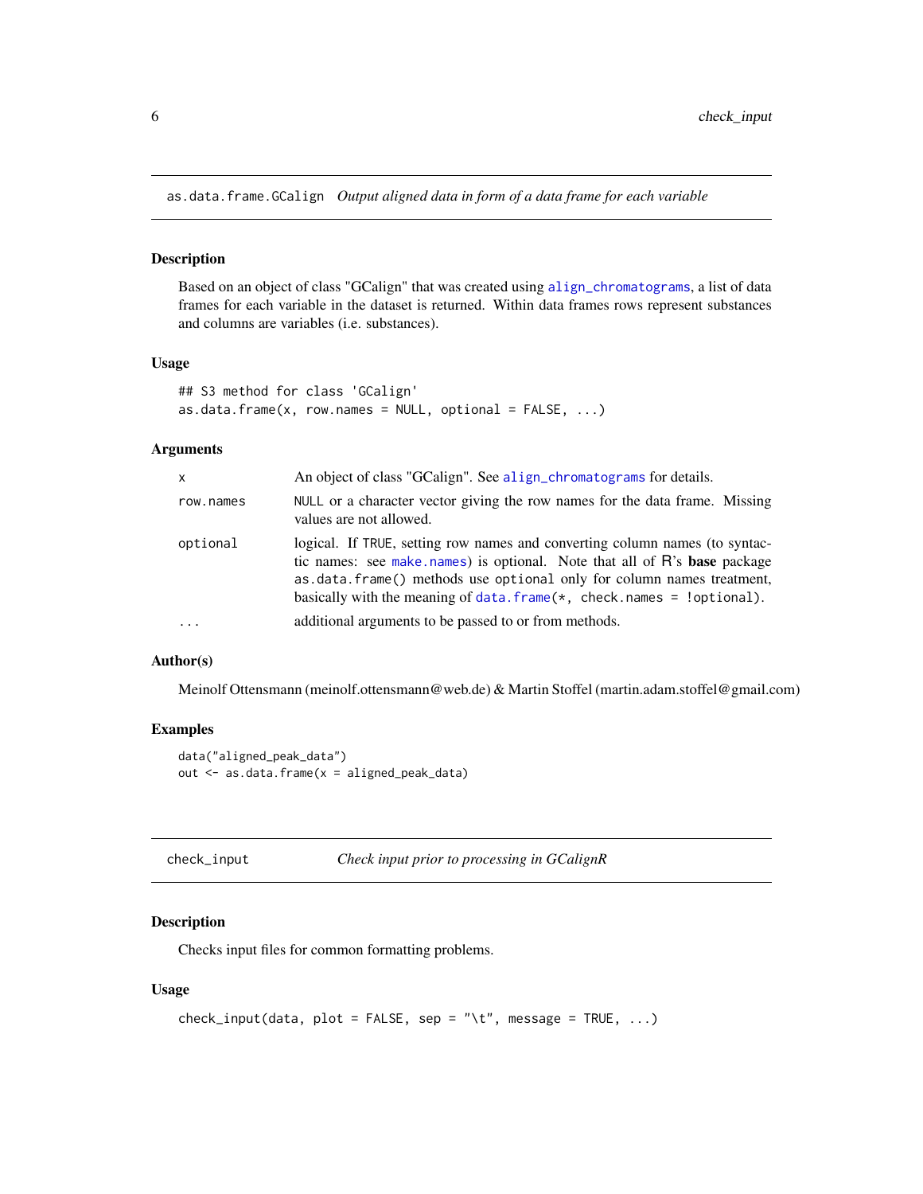## as.data.frame.GCalign *Output aligned data in form of a data frame for each variable*

### Description

Based on an object of class "GCalign" that was created using align_chromatograms, a list of data frames for each variable in the dataset is returned. Within data frames rows represent substances and columns are variables (i.e. substances).

### Usage

```
## S3 method for class 'GCalign'
as.data.frame(x, row.names = NULL, optional = FALSE, ...)
```

### Arguments

| | |
|---|---|
| x | An object of class "GCalign". See align_chromatograms for details. |
| row.names | NULL or a character vector giving the row names for the data frame. Missing values are not allowed. |
| optional | logical. If TRUE, setting row names and converting column names (to syntactic names: see make.names) is optional. Note that all of R's **base** package as.data.frame() methods use optional only for column names treatment, basically with the meaning of data.frame(*, check.names = !optional). |
| ... | additional arguments to be passed to or from methods. |

### Author(s)

Meinolf Ottensmann (meinolf.ottensmann@web.de) & Martin Stoffel (martin.adam.stoffel@gmail.com)

### Examples

```
data("aligned_peak_data")
out <- as.data.frame(x = aligned_peak_data)
```

## check_input *Check input prior to processing in GCalignR*

### Description

Checks input files for common formatting problems.

### Usage

```
check_input(data, plot = FALSE, sep = "\t", message = TRUE, ...)
```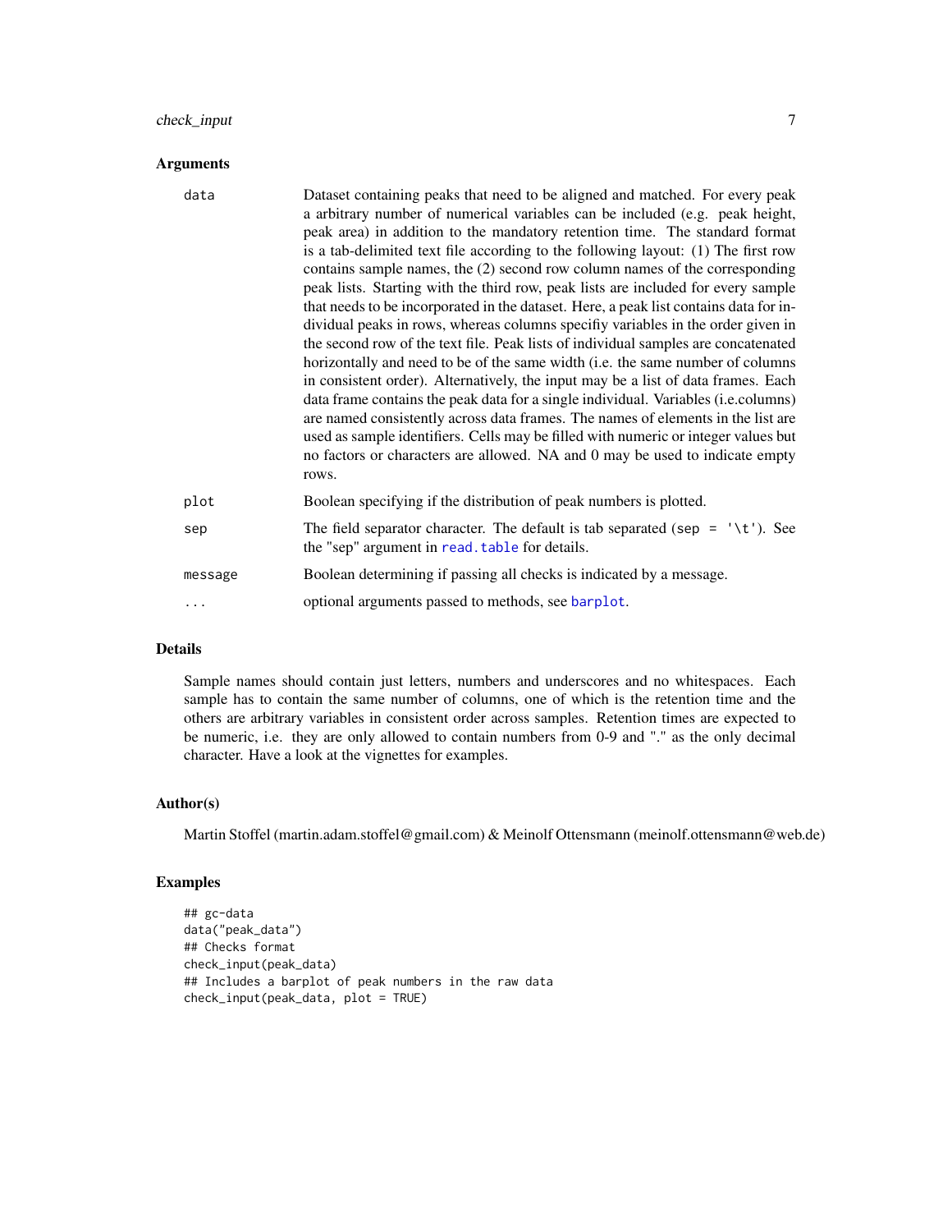### Arguments

| | |
|---|---|
| data | Dataset containing peaks that need to be aligned and matched. For every peak a arbitrary number of numerical variables can be included (e.g. peak height, peak area) in addition to the mandatory retention time. The standard format is a tab-delimited text file according to the following layout: (1) The first row contains sample names, the (2) second row column names of the corresponding peak lists. Starting with the third row, peak lists are included for every sample that needs to be incorporated in the dataset. Here, a peak list contains data for individual peaks in rows, whereas columns specifiy variables in the order given in the second row of the text file. Peak lists of individual samples are concatenated horizontally and need to be of the same width (i.e. the same number of columns in consistent order). Alternatively, the input may be a list of data frames. Each data frame contains the peak data for a single individual. Variables (i.e.columns) are named consistently across data frames. The names of elements in the list are used as sample identifiers. Cells may be filled with numeric or integer values but no factors or characters are allowed. NA and 0 may be used to indicate empty rows. |
| plot | Boolean specifying if the distribution of peak numbers is plotted. |
| sep | The field separator character. The default is tab separated (`sep = '\t'`). See the "sep" argument in `read.table` for details. |
| message | Boolean determining if passing all checks is indicated by a message. |
| ... | optional arguments passed to methods, see `barplot`. |

### Details

Sample names should contain just letters, numbers and underscores and no whitespaces. Each sample has to contain the same number of columns, one of which is the retention time and the others are arbitrary variables in consistent order across samples. Retention times are expected to be numeric, i.e. they are only allowed to contain numbers from 0-9 and "." as the only decimal character. Have a look at the vignettes for examples.

### Author(s)

Martin Stoffel (martin.adam.stoffel@gmail.com) & Meinolf Ottensmann (meinolf.ottensmann@web.de)

### Examples

```
## gc-data
data("peak_data")
## Checks format
check_input(peak_data)
## Includes a barplot of peak numbers in the raw data
check_input(peak_data, plot = TRUE)
```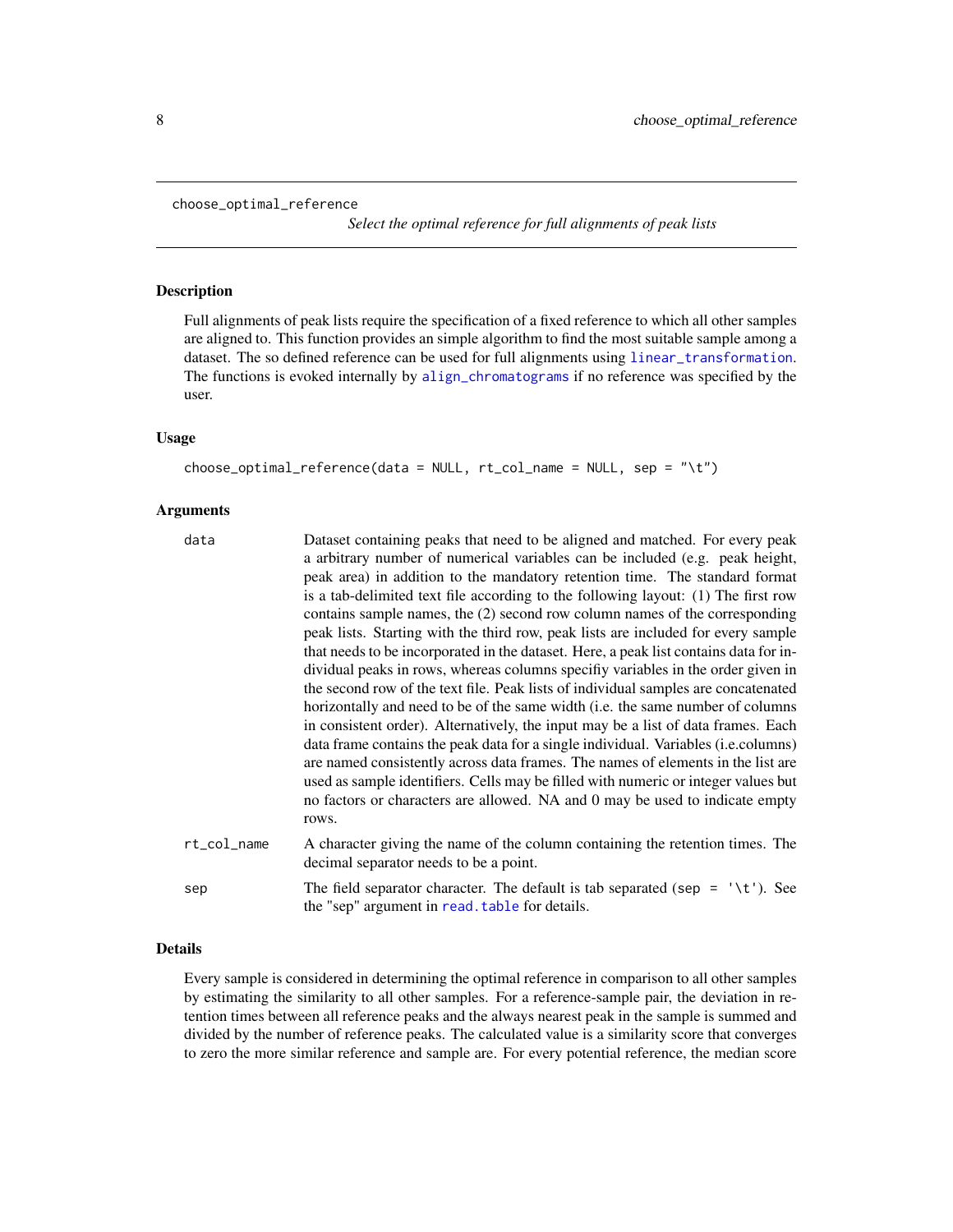`choose_optimal_reference` *Select the optimal reference for full alignments of peak lists*

## Description

Full alignments of peak lists require the specification of a fixed reference to which all other samples are aligned to. This function provides an simple algorithm to find the most suitable sample among a dataset. The so defined reference can be used for full alignments using `linear_transformation`. The functions is evoked internally by `align_chromatograms` if no reference was specified by the user.

## Usage

```
choose_optimal_reference(data = NULL, rt_col_name = NULL, sep = "\t")
```

## Arguments

| | |
|---|---|
| `data` | Dataset containing peaks that need to be aligned and matched. For every peak a arbitrary number of numerical variables can be included (e.g. peak height, peak area) in addition to the mandatory retention time. The standard format is a tab-delimited text file according to the following layout: (1) The first row contains sample names, the (2) second row column names of the corresponding peak lists. Starting with the third row, peak lists are included for every sample that needs to be incorporated in the dataset. Here, a peak list contains data for individual peaks in rows, whereas columns specifiy variables in the order given in the second row of the text file. Peak lists of individual samples are concatenated horizontally and need to be of the same width (i.e. the same number of columns in consistent order). Alternatively, the input may be a list of data frames. Each data frame contains the peak data for a single individual. Variables (i.e.columns) are named consistently across data frames. The names of elements in the list are used as sample identifiers. Cells may be filled with numeric or integer values but no factors or characters are allowed. NA and 0 may be used to indicate empty rows. |
| `rt_col_name` | A character giving the name of the column containing the retention times. The decimal separator needs to be a point. |
| `sep` | The field separator character. The default is tab separated (`sep = '\t'`). See the "sep" argument in `read.table` for details. |

## Details

Every sample is considered in determining the optimal reference in comparison to all other samples by estimating the similarity to all other samples. For a reference-sample pair, the deviation in retention times between all reference peaks and the always nearest peak in the sample is summed and divided by the number of reference peaks. The calculated value is a similarity score that converges to zero the more similar reference and sample are. For every potential reference, the median score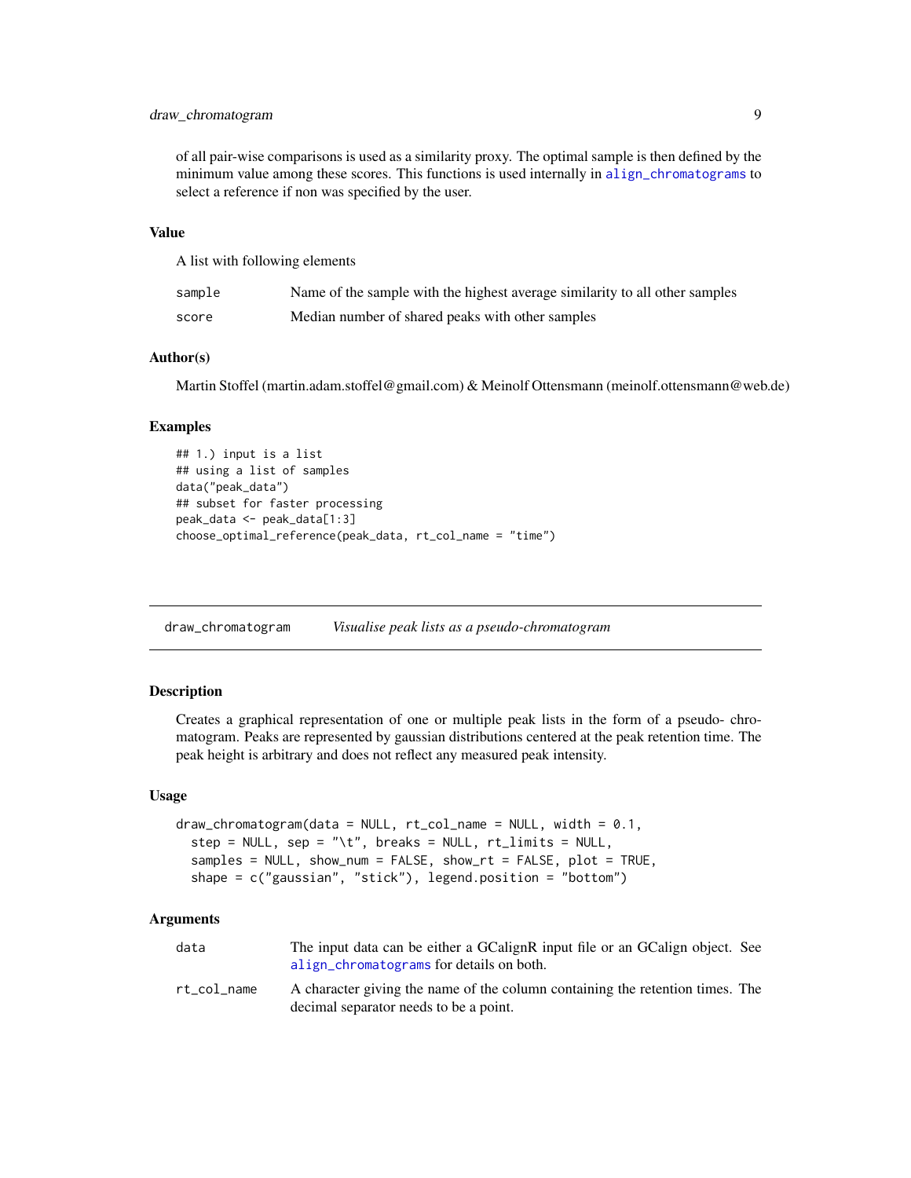of all pair-wise comparisons is used as a similarity proxy. The optimal sample is then defined by the minimum value among these scores. This functions is used internally in align_chromatograms to select a reference if non was specified by the user.

### Value

A list with following elements

| | |
|---|---|
| sample | Name of the sample with the highest average similarity to all other samples |
| score | Median number of shared peaks with other samples |

### Author(s)

Martin Stoffel (martin.adam.stoffel@gmail.com) & Meinolf Ottensmann (meinolf.ottensmann@web.de)

### Examples

```
## 1.) input is a list
## using a list of samples
data("peak_data")
## subset for faster processing
peak_data <- peak_data[1:3]
choose_optimal_reference(peak_data, rt_col_name = "time")
```

---

## draw_chromatogram    *Visualise peak lists as a pseudo-chromatogram*

---

### Description

Creates a graphical representation of one or multiple peak lists in the form of a pseudo- chromatogram. Peaks are represented by gaussian distributions centered at the peak retention time. The peak height is arbitrary and does not reflect any measured peak intensity.

### Usage

```
draw_chromatogram(data = NULL, rt_col_name = NULL, width = 0.1,
  step = NULL, sep = "\t", breaks = NULL, rt_limits = NULL,
  samples = NULL, show_num = FALSE, show_rt = FALSE, plot = TRUE,
  shape = c("gaussian", "stick"), legend.position = "bottom")
```

### Arguments

| | |
|---|---|
| data | The input data can be either a GCalignR input file or an GCalign object. See align_chromatograms for details on both. |
| rt_col_name | A character giving the name of the column containing the retention times. The decimal separator needs to be a point. |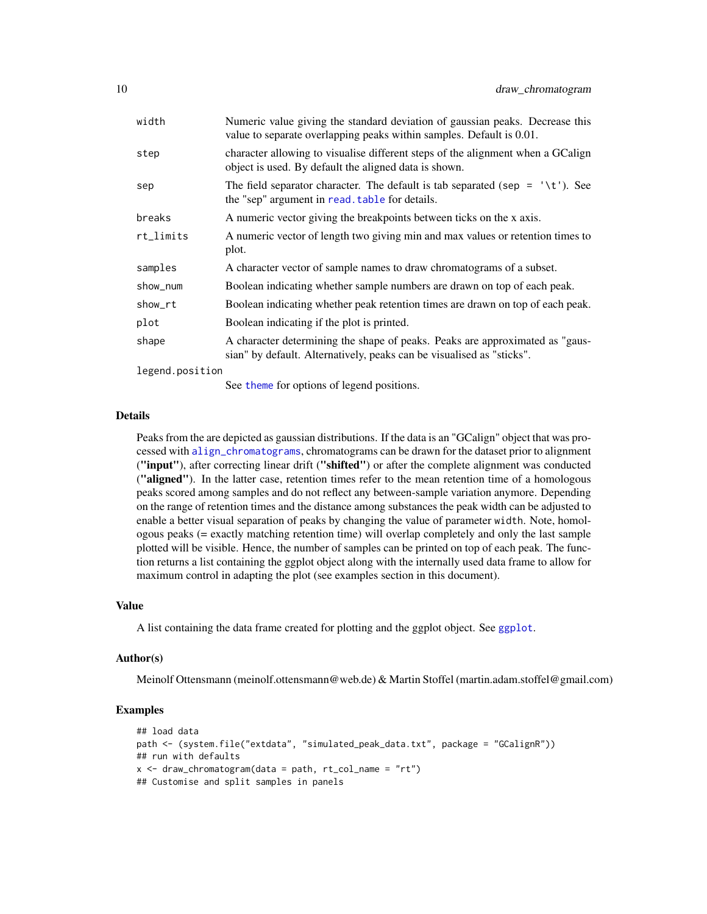| | |
|---|---|
| `width` | Numeric value giving the standard deviation of gaussian peaks. Decrease this value to separate overlapping peaks within samples. Default is 0.01. |
| `step` | character allowing to visualise different steps of the alignment when a GCalign object is used. By default the aligned data is shown. |
| `sep` | The field separator character. The default is tab separated (`sep = '\t'`). See the "sep" argument in `read.table` for details. |
| `breaks` | A numeric vector giving the breakpoints between ticks on the x axis. |
| `rt_limits` | A numeric vector of length two giving min and max values or retention times to plot. |
| `samples` | A character vector of sample names to draw chromatograms of a subset. |
| `show_num` | Boolean indicating whether sample numbers are drawn on top of each peak. |
| `show_rt` | Boolean indicating whether peak retention times are drawn on top of each peak. |
| `plot` | Boolean indicating if the plot is printed. |
| `shape` | A character determining the shape of peaks. Peaks are approximated as "gaussian" by default. Alternatively, peaks can be visualised as "sticks". |
| `legend.position` | See `theme` for options of legend positions. |

## Details

Peaks from the are depicted as gaussian distributions. If the data is an "GCalign" object that was processed with `align_chromatograms`, chromatograms can be drawn for the dataset prior to alignment (**"input"**), after correcting linear drift (**"shifted"**) or after the complete alignment was conducted (**"aligned"**). In the latter case, retention times refer to the mean retention time of a homologous peaks scored among samples and do not reflect any between-sample variation anymore. Depending on the range of retention times and the distance among substances the peak width can be adjusted to enable a better visual separation of peaks by changing the value of parameter `width`. Note, homologous peaks (= exactly matching retention time) will overlap completely and only the last sample plotted will be visible. Hence, the number of samples can be printed on top of each peak. The function returns a list containing the ggplot object along with the internally used data frame to allow for maximum control in adapting the plot (see examples section in this document).

## Value

A list containing the data frame created for plotting and the ggplot object. See `ggplot`.

## Author(s)

Meinolf Ottensmann (meinolf.ottensmann@web.de) & Martin Stoffel (martin.adam.stoffel@gmail.com)

## Examples

```
## load data
path <- (system.file("extdata", "simulated_peak_data.txt", package = "GCalignR"))
## run with defaults
x <- draw_chromatogram(data = path, rt_col_name = "rt")
## Customise and split samples in panels
```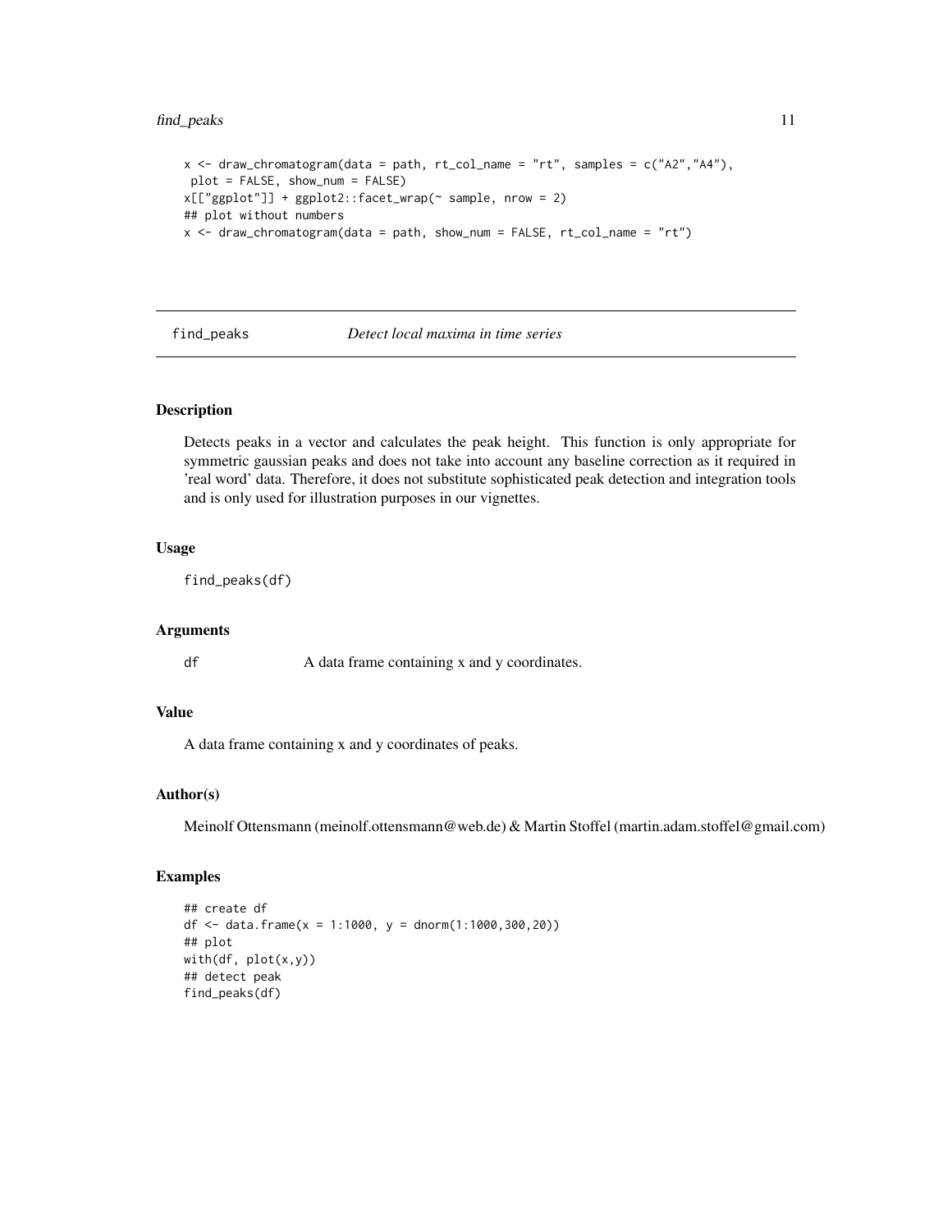```
x <- draw_chromatogram(data = path, rt_col_name = "rt", samples = c("A2","A4"),
 plot = FALSE, show_num = FALSE)
x[["ggplot"]] + ggplot2::facet_wrap(~ sample, nrow = 2)
## plot without numbers
x <- draw_chromatogram(data = path, show_num = FALSE, rt_col_name = "rt")
```

---

## find_peaks *Detect local maxima in time series*

---

### Description

Detects peaks in a vector and calculates the peak height. This function is only appropriate for symmetric gaussian peaks and does not take into account any baseline correction as it required in 'real word' data. Therefore, it does not substitute sophisticated peak detection and integration tools and is only used for illustration purposes in our vignettes.

### Usage

```
find_peaks(df)
```

### Arguments

| | |
|---|---|
| df | A data frame containing x and y coordinates. |

### Value

A data frame containing x and y coordinates of peaks.

### Author(s)

Meinolf Ottensmann (meinolf.ottensmann@web.de) & Martin Stoffel (martin.adam.stoffel@gmail.com)

### Examples

```
## create df
df <- data.frame(x = 1:1000, y = dnorm(1:1000,300,20))
## plot
with(df, plot(x,y))
## detect peak
find_peaks(df)
```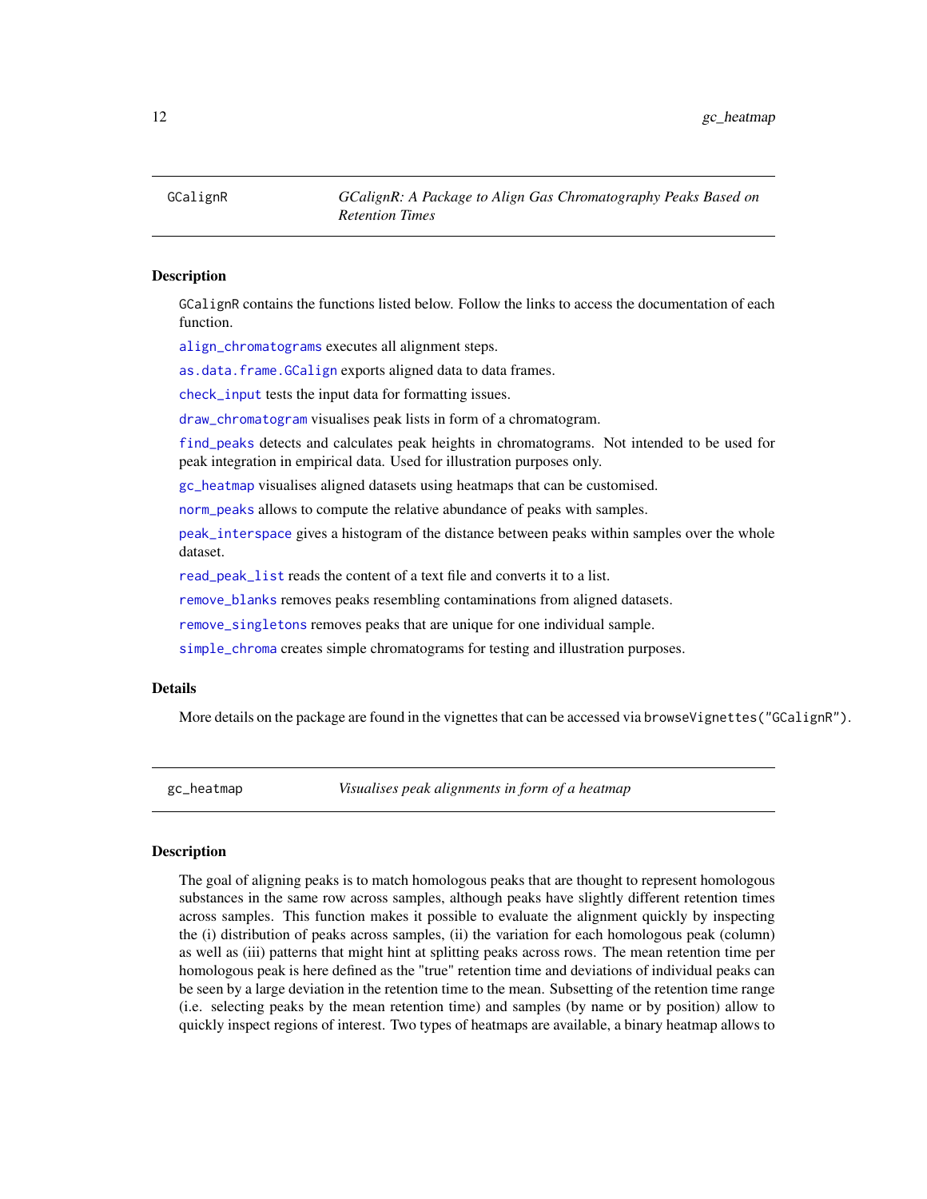## GCalignR — *GCalignR: A Package to Align Gas Chromatography Peaks Based on Retention Times*

### Description

GCalignR contains the functions listed below. Follow the links to access the documentation of each function.

align_chromatograms executes all alignment steps.

as.data.frame.GCalign exports aligned data to data frames.

check_input tests the input data for formatting issues.

draw_chromatogram visualises peak lists in form of a chromatogram.

find_peaks detects and calculates peak heights in chromatograms. Not intended to be used for peak integration in empirical data. Used for illustration purposes only.

gc_heatmap visualises aligned datasets using heatmaps that can be customised.

norm_peaks allows to compute the relative abundance of peaks with samples.

peak_interspace gives a histogram of the distance between peaks within samples over the whole dataset.

read_peak_list reads the content of a text file and converts it to a list.

remove_blanks removes peaks resembling contaminations from aligned datasets.

remove_singletons removes peaks that are unique for one individual sample.

simple_chroma creates simple chromatograms for testing and illustration purposes.

### Details

More details on the package are found in the vignettes that can be accessed via `browseVignettes("GCalignR")`.

## gc_heatmap — *Visualises peak alignments in form of a heatmap*

### Description

The goal of aligning peaks is to match homologous peaks that are thought to represent homologous substances in the same row across samples, although peaks have slightly different retention times across samples. This function makes it possible to evaluate the alignment quickly by inspecting the (i) distribution of peaks across samples, (ii) the variation for each homologous peak (column) as well as (iii) patterns that might hint at splitting peaks across rows. The mean retention time per homologous peak is here defined as the "true" retention time and deviations of individual peaks can be seen by a large deviation in the retention time to the mean. Subsetting of the retention time range (i.e. selecting peaks by the mean retention time) and samples (by name or by position) allow to quickly inspect regions of interest. Two types of heatmaps are available, a binary heatmap allows to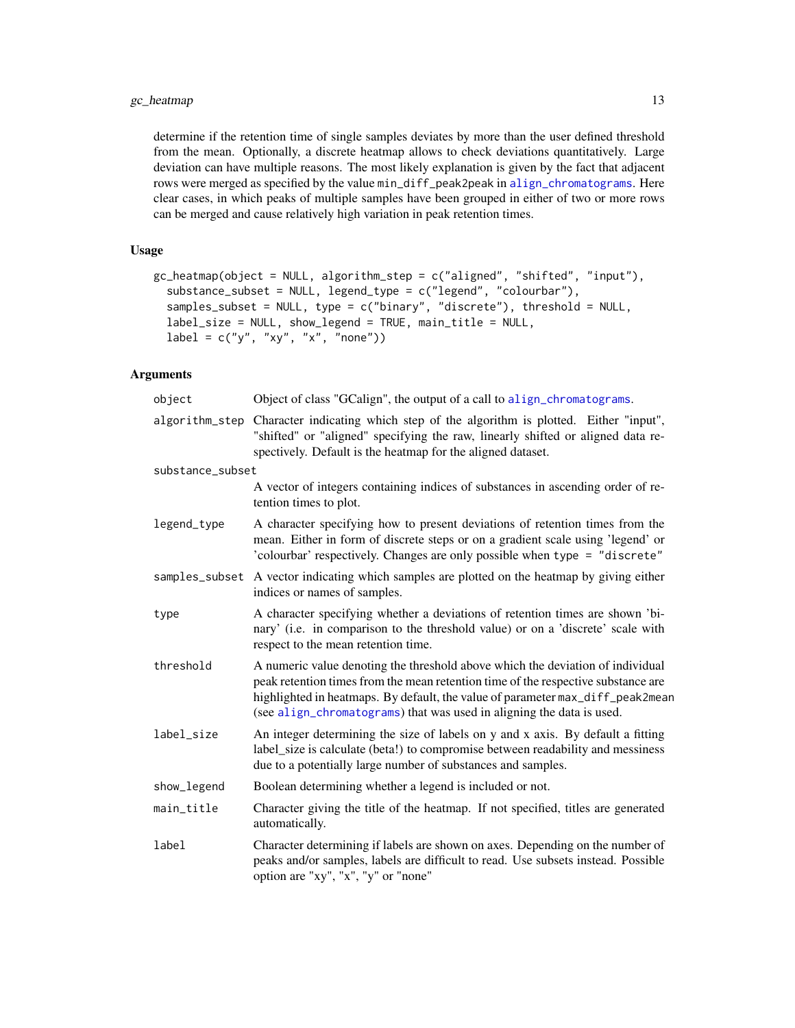determine if the retention time of single samples deviates by more than the user defined threshold from the mean. Optionally, a discrete heatmap allows to check deviations quantitatively. Large deviation can have multiple reasons. The most likely explanation is given by the fact that adjacent rows were merged as specified by the value min_diff_peak2peak in align_chromatograms. Here clear cases, in which peaks of multiple samples have been grouped in either of two or more rows can be merged and cause relatively high variation in peak retention times.

### Usage

```
gc_heatmap(object = NULL, algorithm_step = c("aligned", "shifted", "input"),
  substance_subset = NULL, legend_type = c("legend", "colourbar"),
  samples_subset = NULL, type = c("binary", "discrete"), threshold = NULL,
  label_size = NULL, show_legend = TRUE, main_title = NULL,
  label = c("y", "xy", "x", "none"))
```

### Arguments

| Argument | Description |
|---|---|
| object | Object of class "GCalign", the output of a call to align_chromatograms. |
| algorithm_step | Character indicating which step of the algorithm is plotted. Either "input", "shifted" or "aligned" specifying the raw, linearly shifted or aligned data respectively. Default is the heatmap for the aligned dataset. |
| substance_subset | A vector of integers containing indices of substances in ascending order of retention times to plot. |
| legend_type | A character specifying how to present deviations of retention times from the mean. Either in form of discrete steps or on a gradient scale using 'legend' or 'colourbar' respectively. Changes are only possible when type = "discrete" |
| samples_subset | A vector indicating which samples are plotted on the heatmap by giving either indices or names of samples. |
| type | A character specifying whether a deviations of retention times are shown 'binary' (i.e. in comparison to the threshold value) or on a 'discrete' scale with respect to the mean retention time. |
| threshold | A numeric value denoting the threshold above which the deviation of individual peak retention times from the mean retention time of the respective substance are highlighted in heatmaps. By default, the value of parameter max_diff_peak2mean (see align_chromatograms) that was used in aligning the data is used. |
| label_size | An integer determining the size of labels on y and x axis. By default a fitting label_size is calculate (beta!) to compromise between readability and messiness due to a potentially large number of substances and samples. |
| show_legend | Boolean determining whether a legend is included or not. |
| main_title | Character giving the title of the heatmap. If not specified, titles are generated automatically. |
| label | Character determining if labels are shown on axes. Depending on the number of peaks and/or samples, labels are difficult to read. Use subsets instead. Possible option are "xy", "x", "y" or "none" |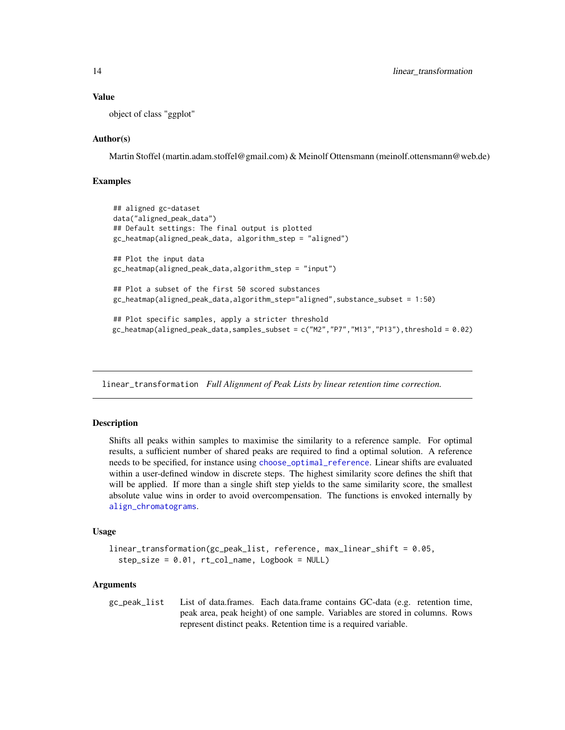### Value

object of class "ggplot"

### Author(s)

Martin Stoffel (martin.adam.stoffel@gmail.com) & Meinolf Ottensmann (meinolf.ottensmann@web.de)

### Examples

```
## aligned gc-dataset
data("aligned_peak_data")
## Default settings: The final output is plotted
gc_heatmap(aligned_peak_data, algorithm_step = "aligned")

## Plot the input data
gc_heatmap(aligned_peak_data,algorithm_step = "input")

## Plot a subset of the first 50 scored substances
gc_heatmap(aligned_peak_data,algorithm_step="aligned",substance_subset = 1:50)

## Plot specific samples, apply a stricter threshold
gc_heatmap(aligned_peak_data,samples_subset = c("M2","P7","M13","P13"),threshold = 0.02)
```

---

## linear_transformation *Full Alignment of Peak Lists by linear retention time correction.*

---

### Description

Shifts all peaks within samples to maximise the similarity to a reference sample. For optimal results, a sufficient number of shared peaks are required to find a optimal solution. A reference needs to be specified, for instance using choose_optimal_reference. Linear shifts are evaluated within a user-defined window in discrete steps. The highest similarity score defines the shift that will be applied. If more than a single shift step yields to the same similarity score, the smallest absolute value wins in order to avoid overcompensation. The functions is envoked internally by align_chromatograms.

### Usage

```
linear_transformation(gc_peak_list, reference, max_linear_shift = 0.05,
  step_size = 0.01, rt_col_name, Logbook = NULL)
```

### Arguments

gc_peak_list    List of data.frames. Each data.frame contains GC-data (e.g. retention time, peak area, peak height) of one sample. Variables are stored in columns. Rows represent distinct peaks. Retention time is a required variable.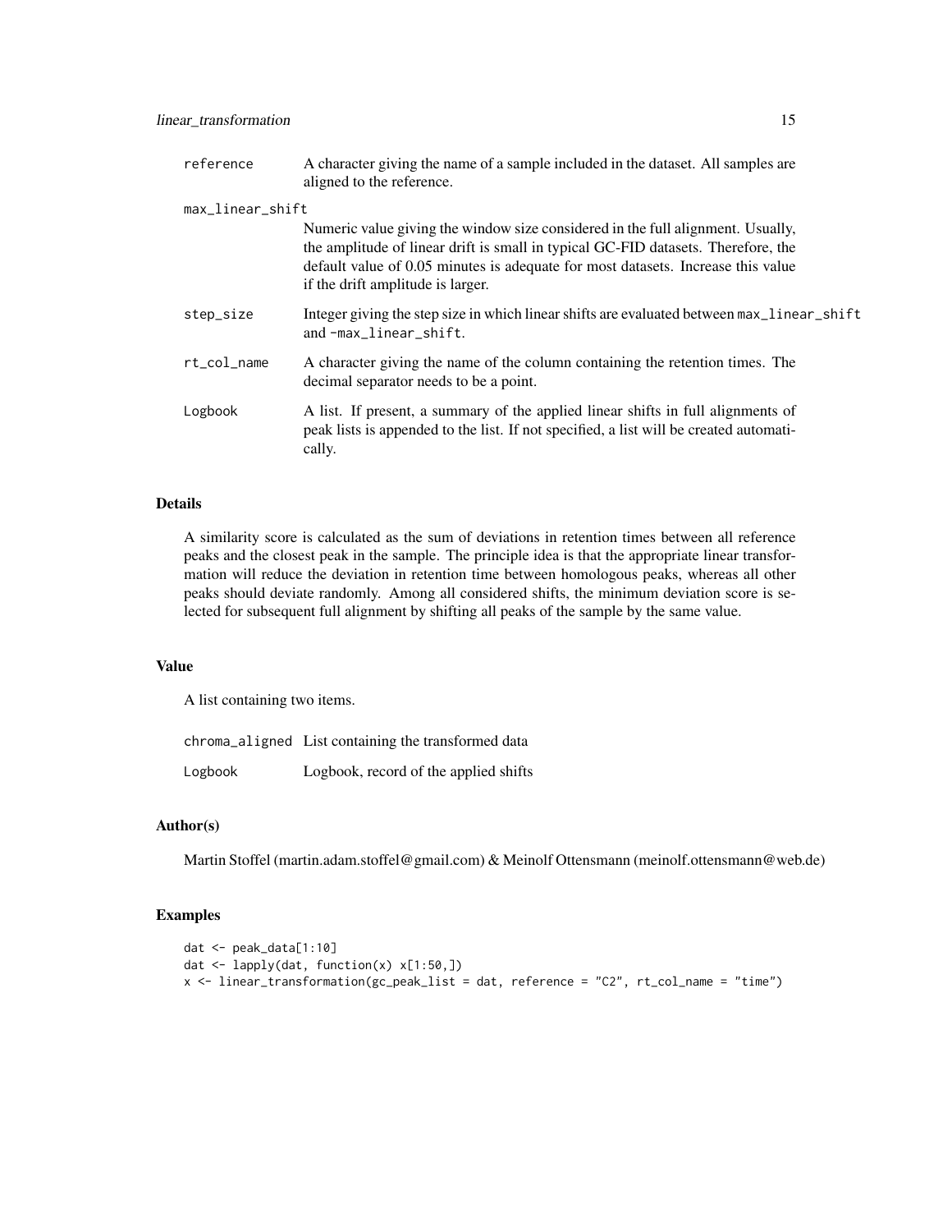| | |
|---|---|
| `reference` | A character giving the name of a sample included in the dataset. All samples are aligned to the reference. |
| `max_linear_shift` | Numeric value giving the window size considered in the full alignment. Usually, the amplitude of linear drift is small in typical GC-FID datasets. Therefore, the default value of 0.05 minutes is adequate for most datasets. Increase this value if the drift amplitude is larger. |
| `step_size` | Integer giving the step size in which linear shifts are evaluated between `max_linear_shift` and `-max_linear_shift`. |
| `rt_col_name` | A character giving the name of the column containing the retention times. The decimal separator needs to be a point. |
| `Logbook` | A list. If present, a summary of the applied linear shifts in full alignments of peak lists is appended to the list. If not specified, a list will be created automatically. |

## Details

A similarity score is calculated as the sum of deviations in retention times between all reference peaks and the closest peak in the sample. The principle idea is that the appropriate linear transformation will reduce the deviation in retention time between homologous peaks, whereas all other peaks should deviate randomly. Among all considered shifts, the minimum deviation score is selected for subsequent full alignment by shifting all peaks of the sample by the same value.

## Value

A list containing two items.

| | |
|---|---|
| `chroma_aligned` | List containing the transformed data |
| `Logbook` | Logbook, record of the applied shifts |

## Author(s)

Martin Stoffel (martin.adam.stoffel@gmail.com) & Meinolf Ottensmann (meinolf.ottensmann@web.de)

## Examples

```
dat <- peak_data[1:10]
dat <- lapply(dat, function(x) x[1:50,])
x <- linear_transformation(gc_peak_list = dat, reference = "C2", rt_col_name = "time")
```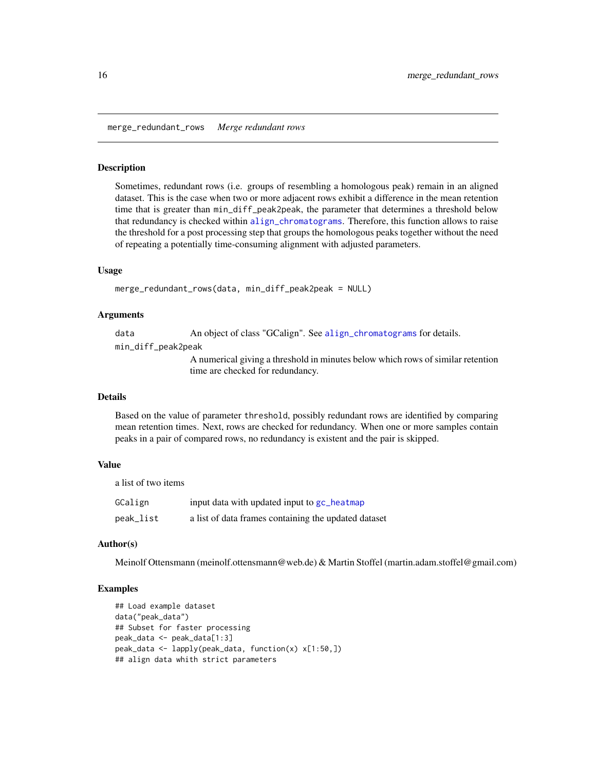## merge_redundant_rows *Merge redundant rows*

### Description

Sometimes, redundant rows (i.e. groups of resembling a homologous peak) remain in an aligned dataset. This is the case when two or more adjacent rows exhibit a difference in the mean retention time that is greater than `min_diff_peak2peak`, the parameter that determines a threshold below that redundancy is checked within `align_chromatograms`. Therefore, this function allows to raise the threshold for a post processing step that groups the homologous peaks together without the need of repeating a potentially time-consuming alignment with adjusted parameters.

### Usage

```
merge_redundant_rows(data, min_diff_peak2peak = NULL)
```

### Arguments

| | |
|---|---|
| `data` | An object of class "GCalign". See `align_chromatograms` for details. |
| `min_diff_peak2peak` | A numerical giving a threshold in minutes below which rows of similar retention time are checked for redundancy. |

### Details

Based on the value of parameter `threshold`, possibly redundant rows are identified by comparing mean retention times. Next, rows are checked for redundancy. When one or more samples contain peaks in a pair of compared rows, no redundancy is existent and the pair is skipped.

### Value

a list of two items

| | |
|---|---|
| `GCalign` | input data with updated input to `gc_heatmap` |
| `peak_list` | a list of data frames containing the updated dataset |

### Author(s)

Meinolf Ottensmann (meinolf.ottensmann@web.de) & Martin Stoffel (martin.adam.stoffel@gmail.com)

### Examples

```
## Load example dataset
data("peak_data")
## Subset for faster processing
peak_data <- peak_data[1:3]
peak_data <- lapply(peak_data, function(x) x[1:50,])
## align data whith strict parameters
```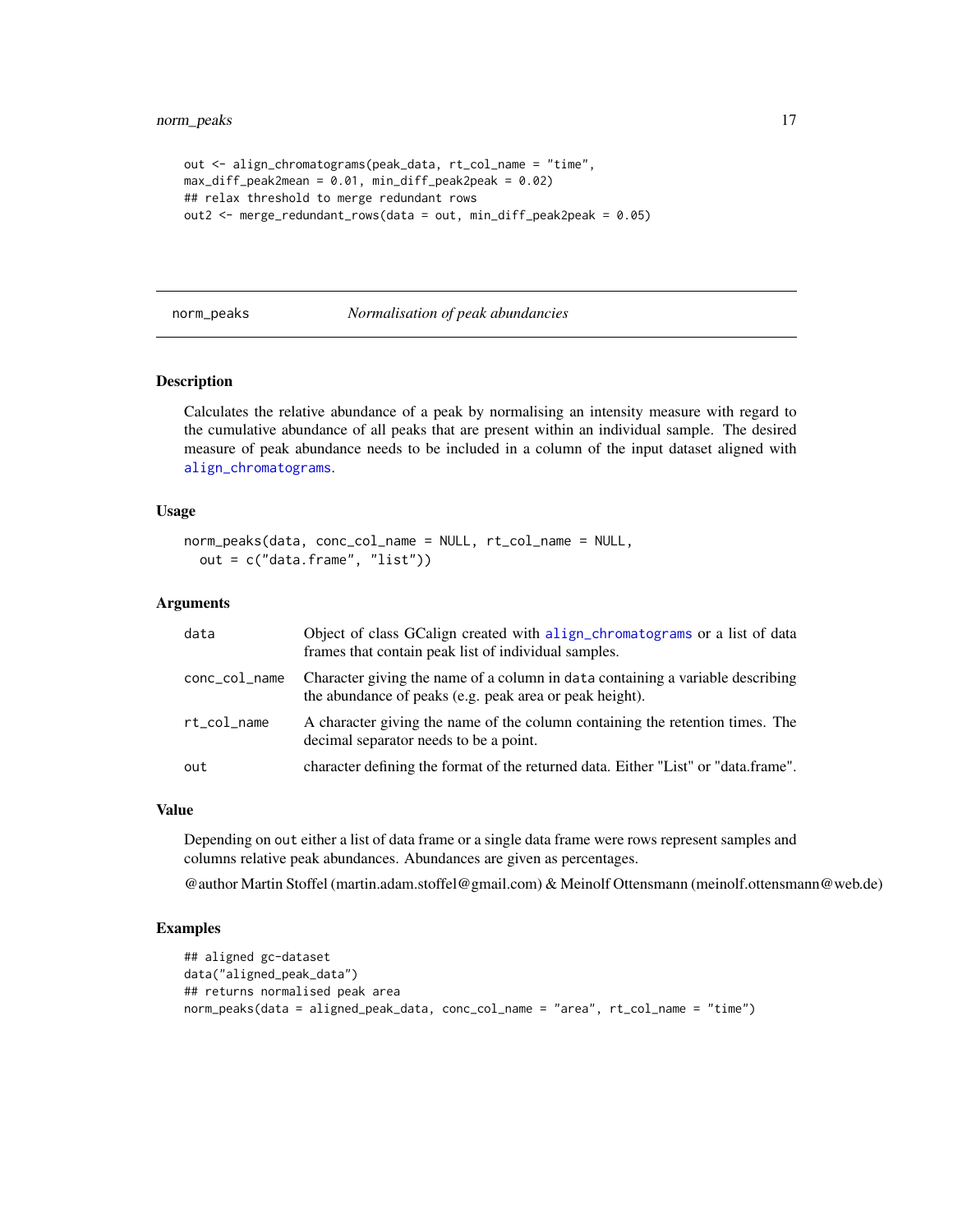```
out <- align_chromatograms(peak_data, rt_col_name = "time",
max_diff_peak2mean = 0.01, min_diff_peak2peak = 0.02)
## relax threshold to merge redundant rows
out2 <- merge_redundant_rows(data = out, min_diff_peak2peak = 0.05)
```

## norm_peaks — *Normalisation of peak abundancies*

### Description

Calculates the relative abundance of a peak by normalising an intensity measure with regard to the cumulative abundance of all peaks that are present within an individual sample. The desired measure of peak abundance needs to be included in a column of the input dataset aligned with `align_chromatograms`.

### Usage

```
norm_peaks(data, conc_col_name = NULL, rt_col_name = NULL,
  out = c("data.frame", "list"))
```

### Arguments

| | |
|---|---|
| `data` | Object of class GCalign created with `align_chromatograms` or a list of data frames that contain peak list of individual samples. |
| `conc_col_name` | Character giving the name of a column in `data` containing a variable describing the abundance of peaks (e.g. peak area or peak height). |
| `rt_col_name` | A character giving the name of the column containing the retention times. The decimal separator needs to be a point. |
| `out` | character defining the format of the returned data. Either "List" or "data.frame". |

### Value

Depending on `out` either a list of data frame or a single data frame were rows represent samples and columns relative peak abundances. Abundances are given as percentages.

@author Martin Stoffel (martin.adam.stoffel@gmail.com) & Meinolf Ottensmann (meinolf.ottensmann@web.de)

### Examples

```
## aligned gc-dataset
data("aligned_peak_data")
## returns normalised peak area
norm_peaks(data = aligned_peak_data, conc_col_name = "area", rt_col_name = "time")
```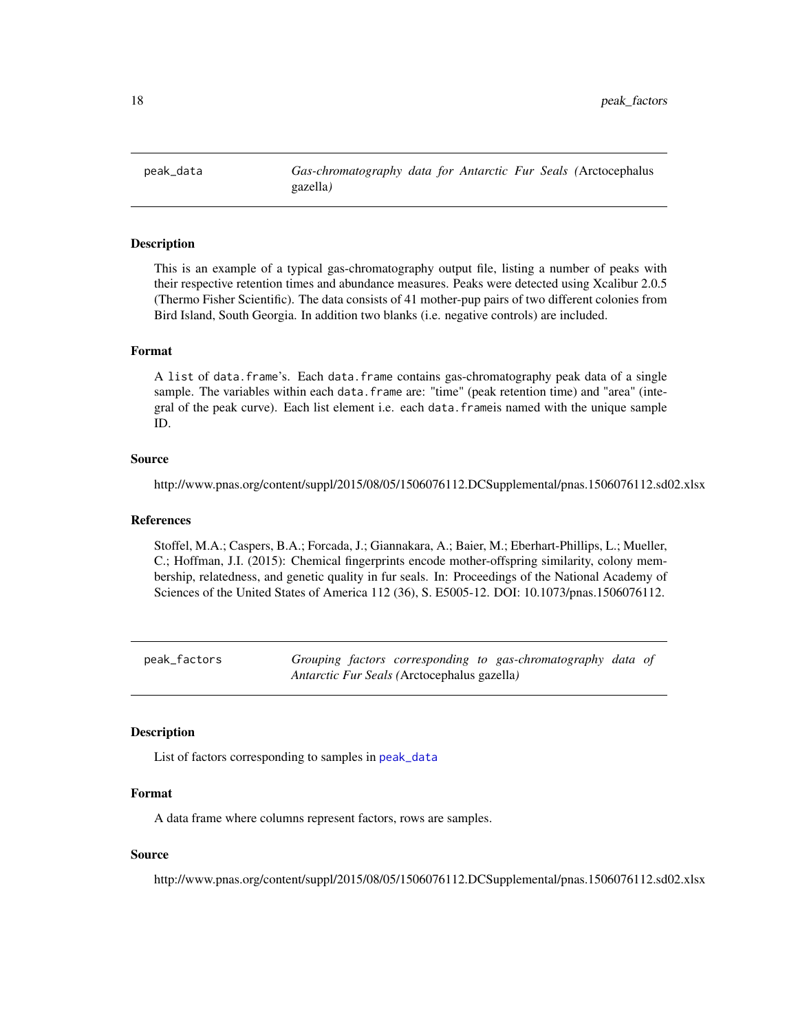## peak_data — *Gas-chromatography data for Antarctic Fur Seals (*Arctocephalus gazella*)*

### Description

This is an example of a typical gas-chromatography output file, listing a number of peaks with their respective retention times and abundance measures. Peaks were detected using Xcalibur 2.0.5 (Thermo Fisher Scientific). The data consists of 41 mother-pup pairs of two different colonies from Bird Island, South Georgia. In addition two blanks (i.e. negative controls) are included.

### Format

A `list` of `data.frame`'s. Each `data.frame` contains gas-chromatography peak data of a single sample. The variables within each `data.frame` are: "time" (peak retention time) and "area" (integral of the peak curve). Each list element i.e. each `data.frame`is named with the unique sample ID.

### Source

http://www.pnas.org/content/suppl/2015/08/05/1506076112.DCSupplemental/pnas.1506076112.sd02.xlsx

### References

Stoffel, M.A.; Caspers, B.A.; Forcada, J.; Giannakara, A.; Baier, M.; Eberhart-Phillips, L.; Mueller, C.; Hoffman, J.I. (2015): Chemical fingerprints encode mother-offspring similarity, colony membership, relatedness, and genetic quality in fur seals. In: Proceedings of the National Academy of Sciences of the United States of America 112 (36), S. E5005-12. DOI: 10.1073/pnas.1506076112.

## peak_factors — *Grouping factors corresponding to gas-chromatography data of Antarctic Fur Seals (*Arctocephalus gazella*)*

### Description

List of factors corresponding to samples in `peak_data`

### Format

A data frame where columns represent factors, rows are samples.

### Source

http://www.pnas.org/content/suppl/2015/08/05/1506076112.DCSupplemental/pnas.1506076112.sd02.xlsx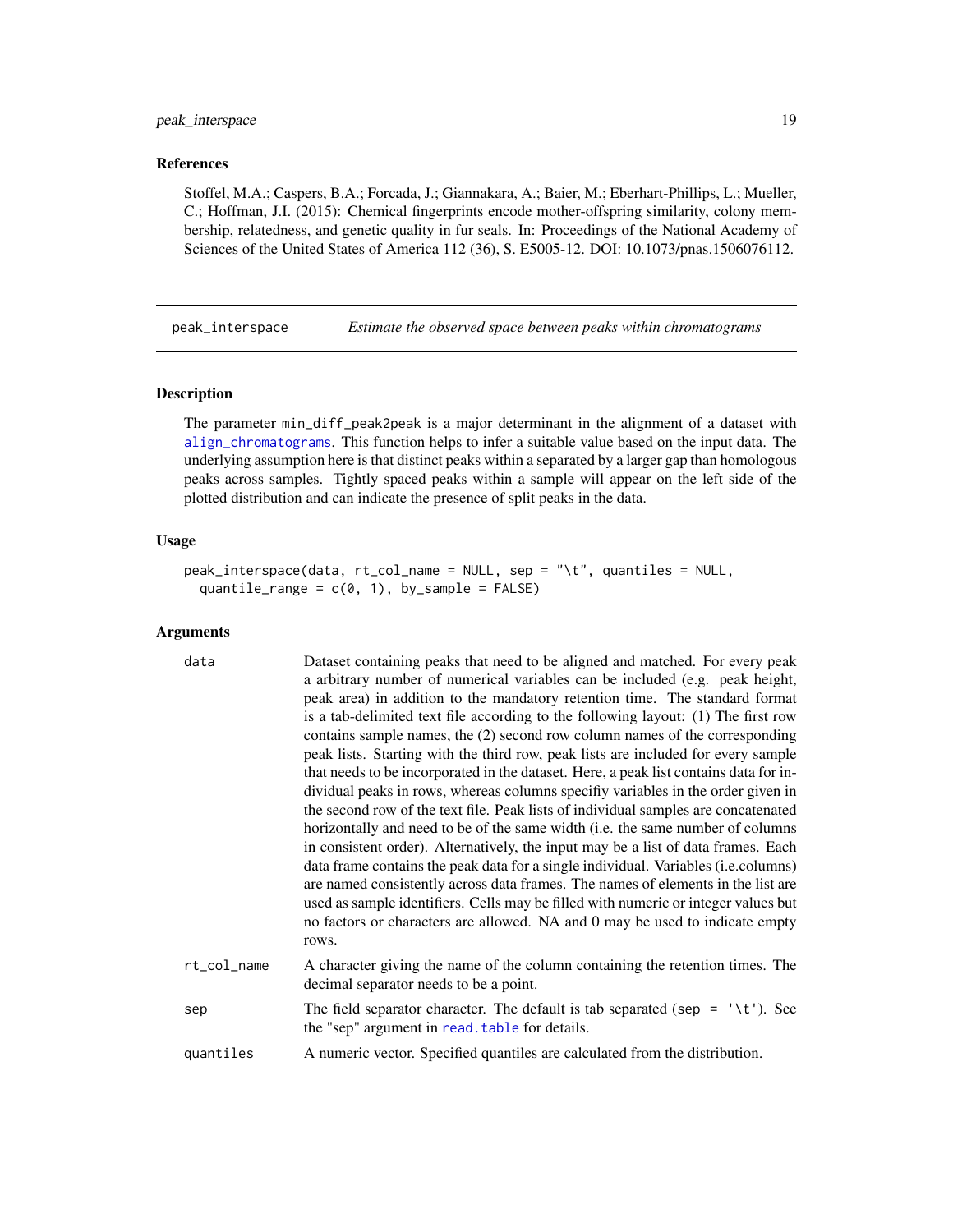### References

Stoffel, M.A.; Caspers, B.A.; Forcada, J.; Giannakara, A.; Baier, M.; Eberhart-Phillips, L.; Mueller, C.; Hoffman, J.I. (2015): Chemical fingerprints encode mother-offspring similarity, colony membership, relatedness, and genetic quality in fur seals. In: Proceedings of the National Academy of Sciences of the United States of America 112 (36), S. E5005-12. DOI: 10.1073/pnas.1506076112.

---

## peak_interspace — *Estimate the observed space between peaks within chromatograms*

### Description

The parameter min_diff_peak2peak is a major determinant in the alignment of a dataset with align_chromatograms. This function helps to infer a suitable value based on the input data. The underlying assumption here is that distinct peaks within a separated by a larger gap than homologous peaks across samples. Tightly spaced peaks within a sample will appear on the left side of the plotted distribution and can indicate the presence of split peaks in the data.

### Usage

```
peak_interspace(data, rt_col_name = NULL, sep = "\t", quantiles = NULL,
  quantile_range = c(0, 1), by_sample = FALSE)
```

### Arguments

| | |
|---|---|
| data | Dataset containing peaks that need to be aligned and matched. For every peak a arbitrary number of numerical variables can be included (e.g. peak height, peak area) in addition to the mandatory retention time. The standard format is a tab-delimited text file according to the following layout: (1) The first row contains sample names, the (2) second row column names of the corresponding peak lists. Starting with the third row, peak lists are included for every sample that needs to be incorporated in the dataset. Here, a peak list contains data for individual peaks in rows, whereas columns specifiy variables in the order given in the second row of the text file. Peak lists of individual samples are concatenated horizontally and need to be of the same width (i.e. the same number of columns in consistent order). Alternatively, the input may be a list of data frames. Each data frame contains the peak data for a single individual. Variables (i.e.columns) are named consistently across data frames. The names of elements in the list are used as sample identifiers. Cells may be filled with numeric or integer values but no factors or characters are allowed. NA and 0 may be used to indicate empty rows. |
| rt_col_name | A character giving the name of the column containing the retention times. The decimal separator needs to be a point. |
| sep | The field separator character. The default is tab separated (sep = '\t'). See the "sep" argument in read.table for details. |
| quantiles | A numeric vector. Specified quantiles are calculated from the distribution. |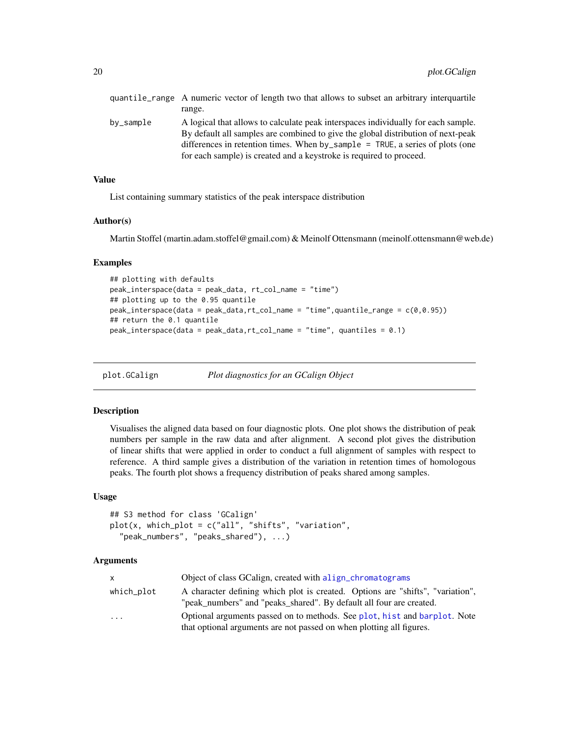| | |
|---|---|
| `quantile_range` | A numeric vector of length two that allows to subset an arbitrary interquartile range. |
| `by_sample` | A logical that allows to calculate peak interspaces individually for each sample. By default all samples are combined to give the global distribution of next-peak differences in retention times. When `by_sample = TRUE`, a series of plots (one for each sample) is created and a keystroke is required to proceed. |

### Value

List containing summary statistics of the peak interspace distribution

### Author(s)

Martin Stoffel (martin.adam.stoffel@gmail.com) & Meinolf Ottensmann (meinolf.ottensmann@web.de)

### Examples

```
## plotting with defaults
peak_interspace(data = peak_data, rt_col_name = "time")
## plotting up to the 0.95 quantile
peak_interspace(data = peak_data,rt_col_name = "time",quantile_range = c(0,0.95))
## return the 0.1 quantile
peak_interspace(data = peak_data,rt_col_name = "time", quantiles = 0.1)
```

---

## plot.GCalign — *Plot diagnostics for an GCalign Object*

### Description

Visualises the aligned data based on four diagnostic plots. One plot shows the distribution of peak numbers per sample in the raw data and after alignment. A second plot gives the distribution of linear shifts that were applied in order to conduct a full alignment of samples with respect to reference. A third sample gives a distribution of the variation in retention times of homologous peaks. The fourth plot shows a frequency distribution of peaks shared among samples.

### Usage

```
## S3 method for class 'GCalign'
plot(x, which_plot = c("all", "shifts", "variation",
  "peak_numbers", "peaks_shared"), ...)
```

### Arguments

| | |
|---|---|
| `x` | Object of class GCalign, created with `align_chromatograms` |
| `which_plot` | A character defining which plot is created. Options are "shifts", "variation", "peak_numbers" and "peaks_shared". By default all four are created. |
| `...` | Optional arguments passed on to methods. See `plot`, `hist` and `barplot`. Note that optional arguments are not passed on when plotting all figures. |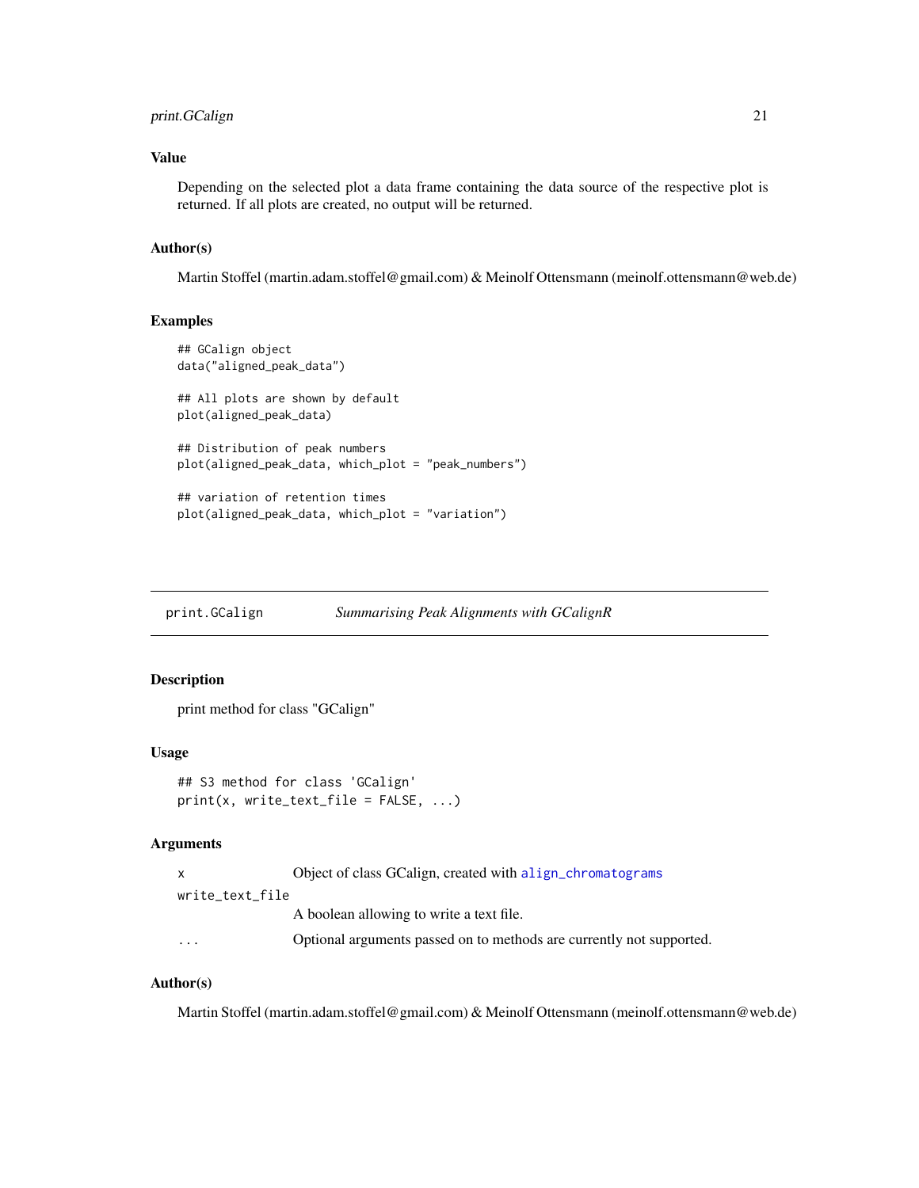### Value

Depending on the selected plot a data frame containing the data source of the respective plot is returned. If all plots are created, no output will be returned.

### Author(s)

Martin Stoffel (martin.adam.stoffel@gmail.com) & Meinolf Ottensmann (meinolf.ottensmann@web.de)

### Examples

```
## GCalign object
data("aligned_peak_data")

## All plots are shown by default
plot(aligned_peak_data)

## Distribution of peak numbers
plot(aligned_peak_data, which_plot = "peak_numbers")

## variation of retention times
plot(aligned_peak_data, which_plot = "variation")
```

---

## print.GCalign — *Summarising Peak Alignments with GCalignR*

---

### Description

print method for class "GCalign"

### Usage

```
## S3 method for class 'GCalign'
print(x, write_text_file = FALSE, ...)
```

### Arguments

| | |
|---|---|
| x | Object of class GCalign, created with align_chromatograms |
| write_text_file | A boolean allowing to write a text file. |
| ... | Optional arguments passed on to methods are currently not supported. |

### Author(s)

Martin Stoffel (martin.adam.stoffel@gmail.com) & Meinolf Ottensmann (meinolf.ottensmann@web.de)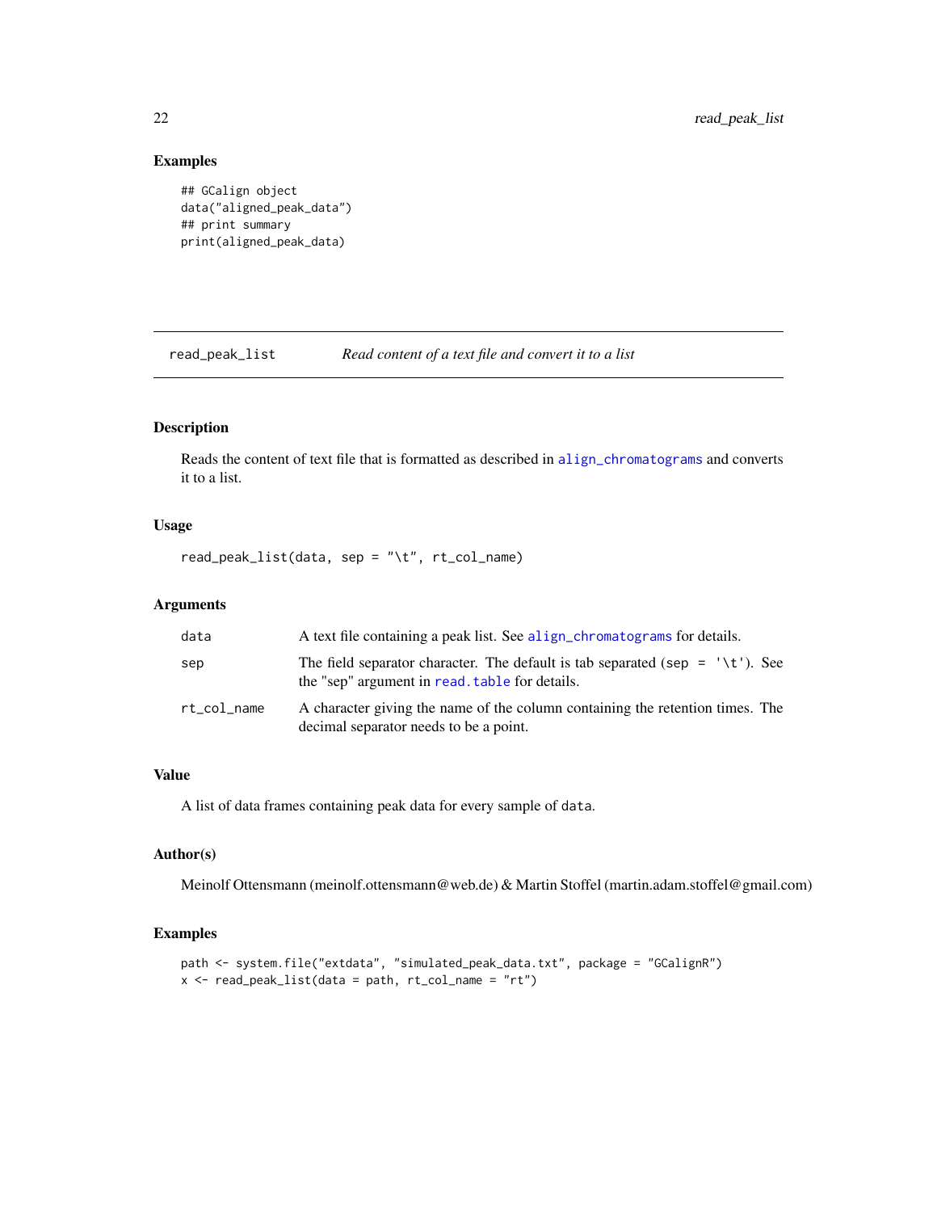### Examples

```
## GCalign object
data("aligned_peak_data")
## print summary
print(aligned_peak_data)
```

## read_peak_list — *Read content of a text file and convert it to a list*

### Description

Reads the content of text file that is formatted as described in align_chromatograms and converts it to a list.

### Usage

```
read_peak_list(data, sep = "\t", rt_col_name)
```

### Arguments

| | |
|---|---|
| data | A text file containing a peak list. See align_chromatograms for details. |
| sep | The field separator character. The default is tab separated (sep = '\t'). See the "sep" argument in read.table for details. |
| rt_col_name | A character giving the name of the column containing the retention times. The decimal separator needs to be a point. |

### Value

A list of data frames containing peak data for every sample of data.

### Author(s)

Meinolf Ottensmann (meinolf.ottensmann@web.de) & Martin Stoffel (martin.adam.stoffel@gmail.com)

### Examples

```
path <- system.file("extdata", "simulated_peak_data.txt", package = "GCalignR")
x <- read_peak_list(data = path, rt_col_name = "rt")
```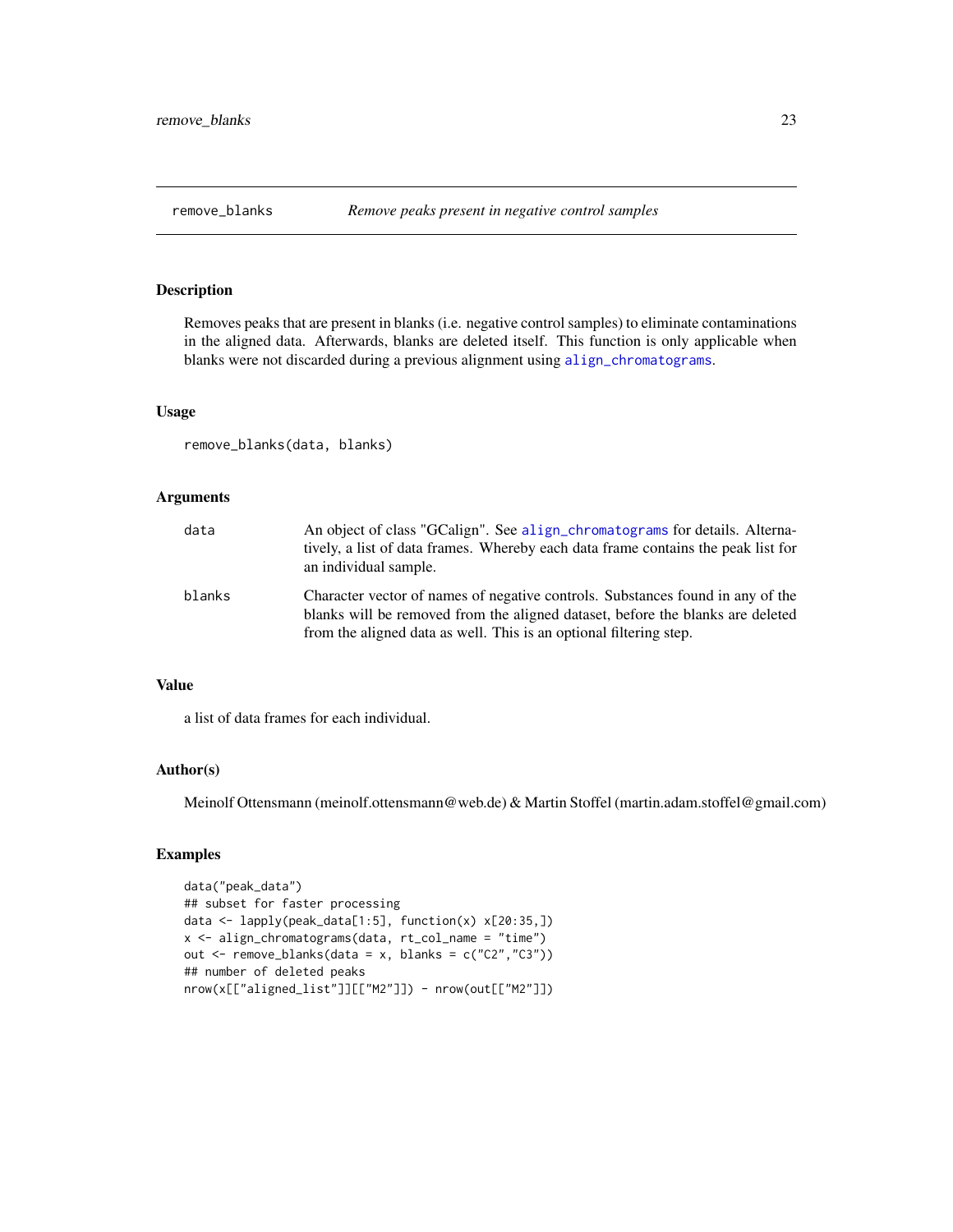## remove_blanks — *Remove peaks present in negative control samples*

### Description

Removes peaks that are present in blanks (i.e. negative control samples) to eliminate contaminations in the aligned data. Afterwards, blanks are deleted itself. This function is only applicable when blanks were not discarded during a previous alignment using `align_chromatograms`.

### Usage

```
remove_blanks(data, blanks)
```

### Arguments

| | |
|---|---|
| data | An object of class "GCalign". See `align_chromatograms` for details. Alternatively, a list of data frames. Whereby each data frame contains the peak list for an individual sample. |
| blanks | Character vector of names of negative controls. Substances found in any of the blanks will be removed from the aligned dataset, before the blanks are deleted from the aligned data as well. This is an optional filtering step. |

### Value

a list of data frames for each individual.

### Author(s)

Meinolf Ottensmann (meinolf.ottensmann@web.de) & Martin Stoffel (martin.adam.stoffel@gmail.com)

### Examples

```
data("peak_data")
## subset for faster processing
data <- lapply(peak_data[1:5], function(x) x[20:35,])
x <- align_chromatograms(data, rt_col_name = "time")
out <- remove_blanks(data = x, blanks = c("C2","C3"))
## number of deleted peaks
nrow(x[["aligned_list"]][["M2"]]) - nrow(out[["M2"]])
```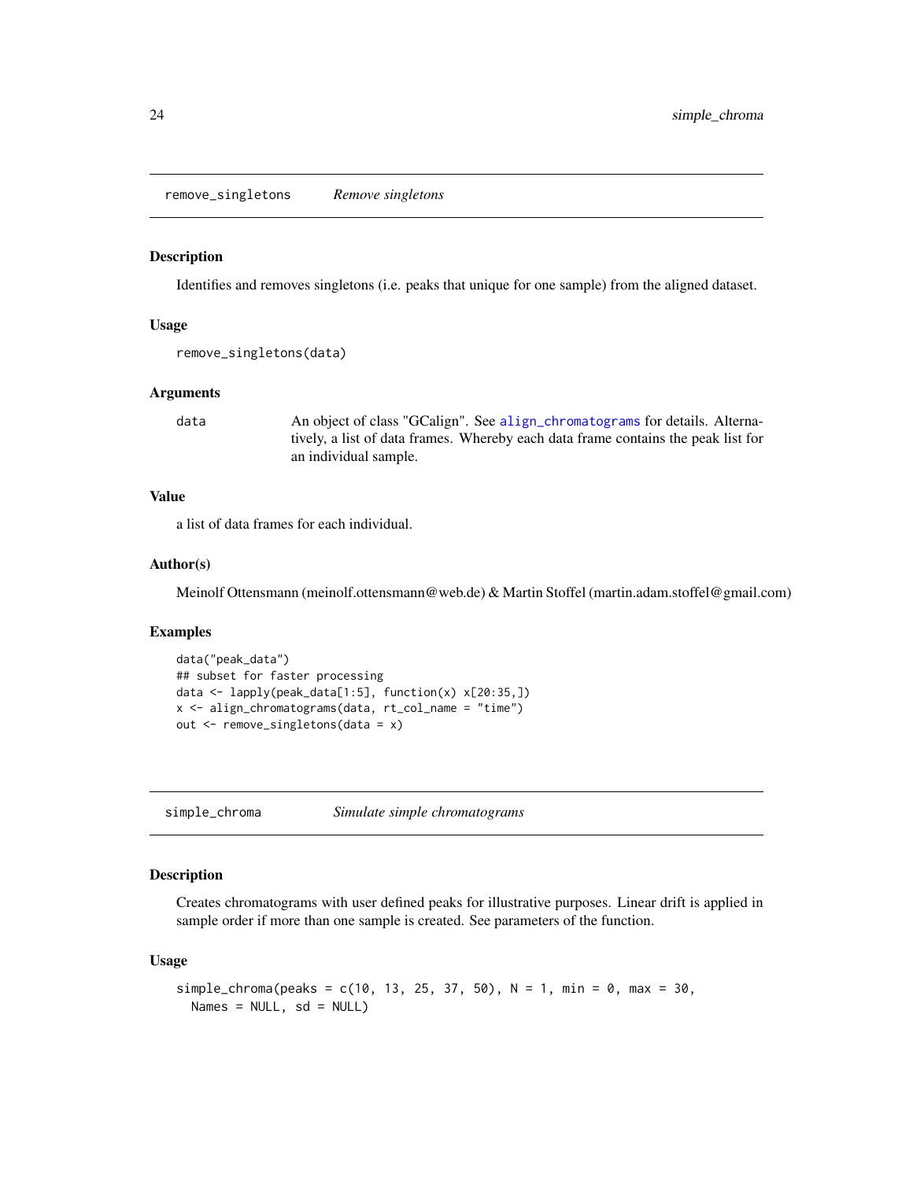## remove_singletons *Remove singletons*

### Description

Identifies and removes singletons (i.e. peaks that unique for one sample) from the aligned dataset.

### Usage

```
remove_singletons(data)
```

### Arguments

| | |
|---|---|
| data | An object of class "GCalign". See align_chromatograms for details. Alternatively, a list of data frames. Whereby each data frame contains the peak list for an individual sample. |

### Value

a list of data frames for each individual.

### Author(s)

Meinolf Ottensmann (meinolf.ottensmann@web.de) & Martin Stoffel (martin.adam.stoffel@gmail.com)

### Examples

```
data("peak_data")
## subset for faster processing
data <- lapply(peak_data[1:5], function(x) x[20:35,])
x <- align_chromatograms(data, rt_col_name = "time")
out <- remove_singletons(data = x)
```

## simple_chroma *Simulate simple chromatograms*

### Description

Creates chromatograms with user defined peaks for illustrative purposes. Linear drift is applied in sample order if more than one sample is created. See parameters of the function.

### Usage

```
simple_chroma(peaks = c(10, 13, 25, 37, 50), N = 1, min = 0, max = 30,
  Names = NULL, sd = NULL)
```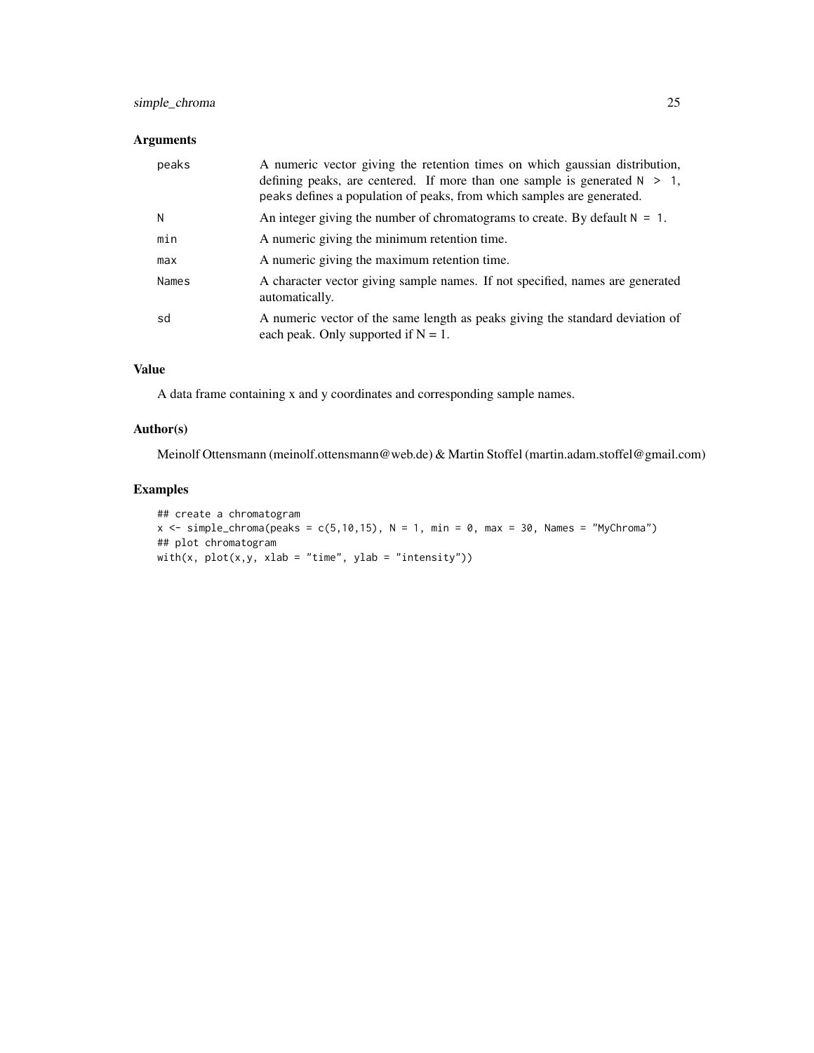## Arguments

| | |
|---|---|
| `peaks` | A numeric vector giving the retention times on which gaussian distribution, defining peaks, are centered. If more than one sample is generated `N > 1`, `peaks` defines a population of peaks, from which samples are generated. |
| `N` | An integer giving the number of chromatograms to create. By default `N = 1`. |
| `min` | A numeric giving the minimum retention time. |
| `max` | A numeric giving the maximum retention time. |
| `Names` | A character vector giving sample names. If not specified, names are generated automatically. |
| `sd` | A numeric vector of the same length as peaks giving the standard deviation of each peak. Only supported if N = 1. |

## Value

A data frame containing x and y coordinates and corresponding sample names.

## Author(s)

Meinolf Ottensmann (meinolf.ottensmann@web.de) & Martin Stoffel (martin.adam.stoffel@gmail.com)

## Examples

```
## create a chromatogram
x <- simple_chroma(peaks = c(5,10,15), N = 1, min = 0, max = 30, Names = "MyChroma")
## plot chromatogram
with(x, plot(x,y, xlab = "time", ylab = "intensity"))
```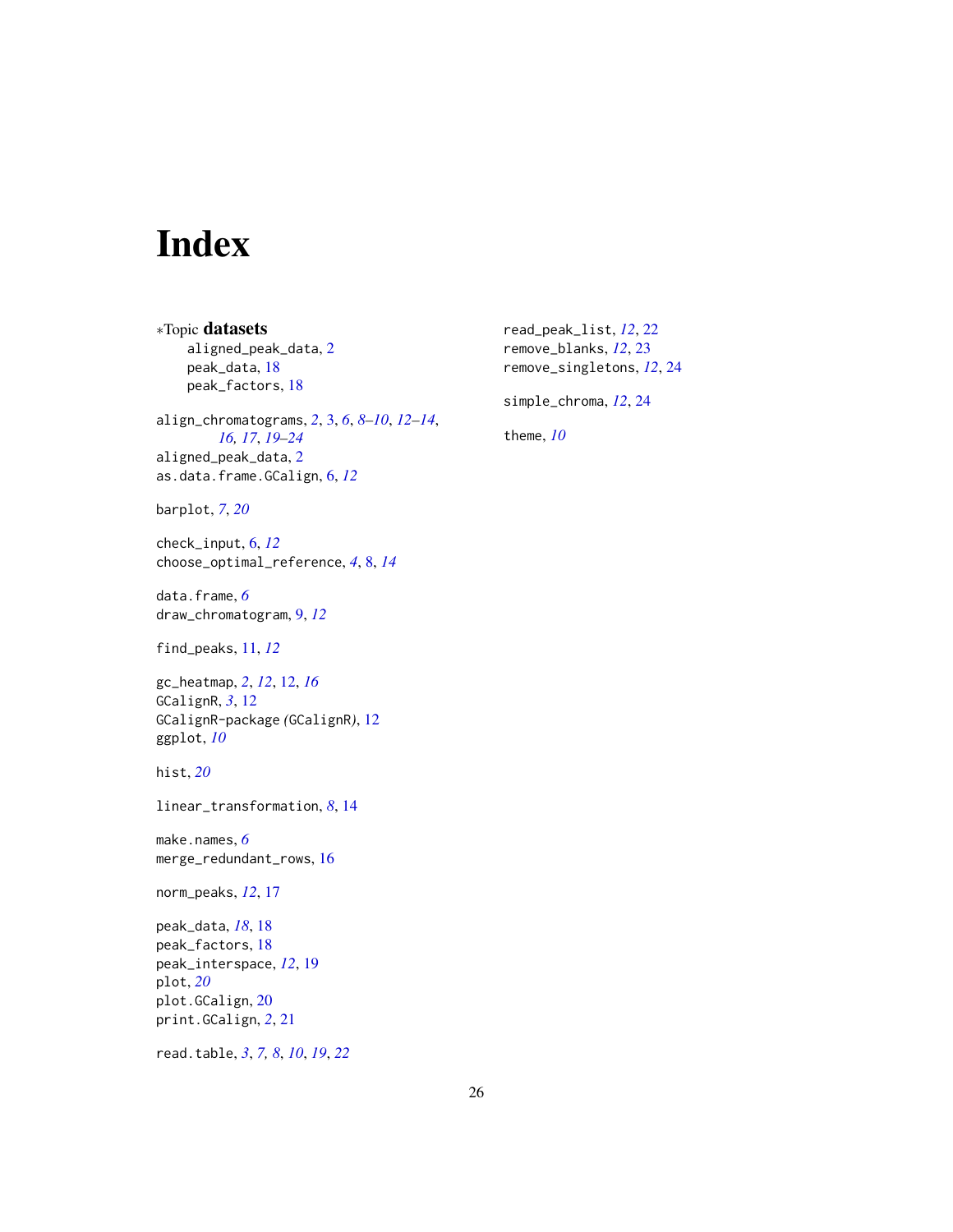# Index

∗Topic **datasets**

aligned_peak_data, 2
peak_data, 18
peak_factors, 18

align_chromatograms, *2*, 3, *6*, *8–10*, *12–14*, *16, 17*, *19–24*
aligned_peak_data, 2
as.data.frame.GCalign, 6, *12*

barplot, *7*, *20*

check_input, 6, *12*
choose_optimal_reference, *4*, 8, *14*

data.frame, *6*
draw_chromatogram, 9, *12*

find_peaks, 11, *12*

gc_heatmap, *2*, *12*, 12, *16*
GCalignR, *3*, 12
GCalignR-package *(*GCalignR*)*, 12
ggplot, *10*

hist, *20*

linear_transformation, *8*, 14

make.names, *6*
merge_redundant_rows, 16

norm_peaks, *12*, 17

peak_data, *18*, 18
peak_factors, 18
peak_interspace, *12*, 19
plot, *20*
plot.GCalign, 20
print.GCalign, *2*, 21

read.table, *3*, *7, 8*, *10*, *19*, *22*
read_peak_list, *12*, 22
remove_blanks, *12*, 23
remove_singletons, *12*, 24

simple_chroma, *12*, 24

theme, *10*